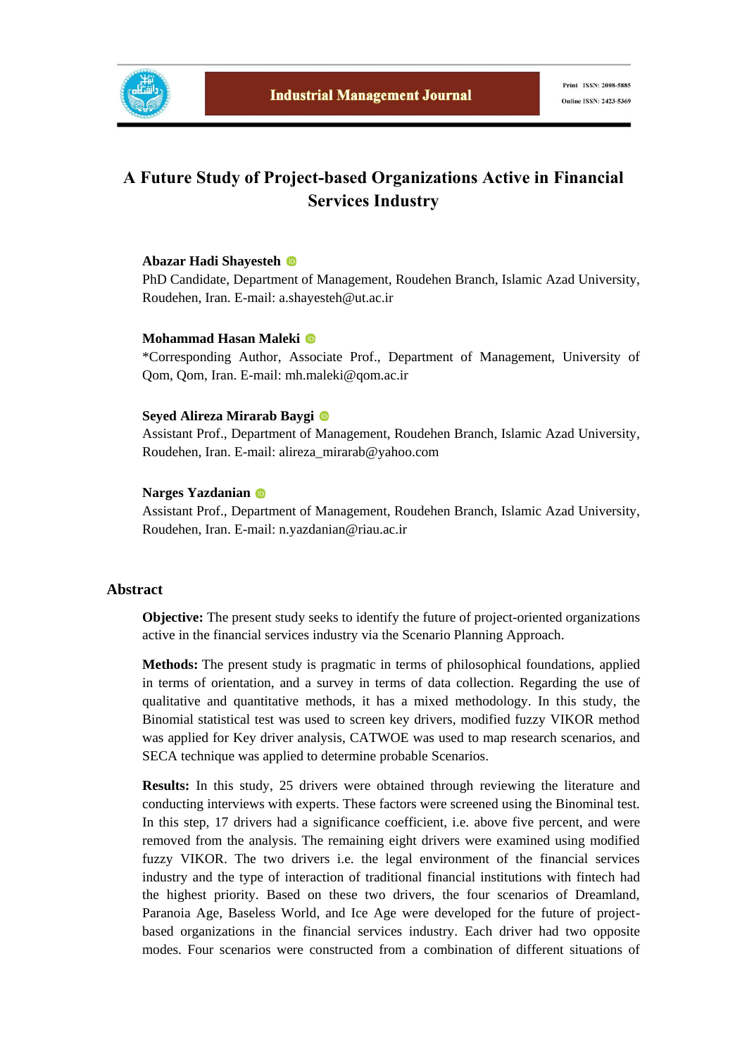# A Future Study of Project-based Organizations Active in Financial Services Industry

**Abazar Hadi Shayesteh**
PhD Candidate, Department of Management, Roudehen Branch, Islamic Azad University, Roudehen, Iran. E-mail: a.shayesteh@ut.ac.ir

**Mohammad Hasan Maleki**
*Corresponding Author, Associate Prof., Department of Management, University of Qom, Qom, Iran. E-mail: mh.maleki@qom.ac.ir

**Seyed Alireza Mirarab Baygi**
Assistant Prof., Department of Management, Roudehen Branch, Islamic Azad University, Roudehen, Iran. E-mail: alireza_mirarab@yahoo.com

**Narges Yazdanian**
Assistant Prof., Department of Management, Roudehen Branch, Islamic Azad University, Roudehen, Iran. E-mail: n.yazdanian@riau.ac.ir

## Abstract

**Objective:** The present study seeks to identify the future of project-oriented organizations active in the financial services industry via the Scenario Planning Approach.

**Methods:** The present study is pragmatic in terms of philosophical foundations, applied in terms of orientation, and a survey in terms of data collection. Regarding the use of qualitative and quantitative methods, it has a mixed methodology. In this study, the Binomial statistical test was used to screen key drivers, modified fuzzy VIKOR method was applied for Key driver analysis, CATWOE was used to map research scenarios, and SECA technique was applied to determine probable Scenarios.

**Results:** In this study, 25 drivers were obtained through reviewing the literature and conducting interviews with experts. These factors were screened using the Binominal test. In this step, 17 drivers had a significance coefficient, i.e. above five percent, and were removed from the analysis. The remaining eight drivers were examined using modified fuzzy VIKOR. The two drivers i.e. the legal environment of the financial services industry and the type of interaction of traditional financial institutions with fintech had the highest priority. Based on these two drivers, the four scenarios of Dreamland, Paranoia Age, Baseless World, and Ice Age were developed for the future of project-based organizations in the financial services industry. Each driver had two opposite modes. Four scenarios were constructed from a combination of different situations of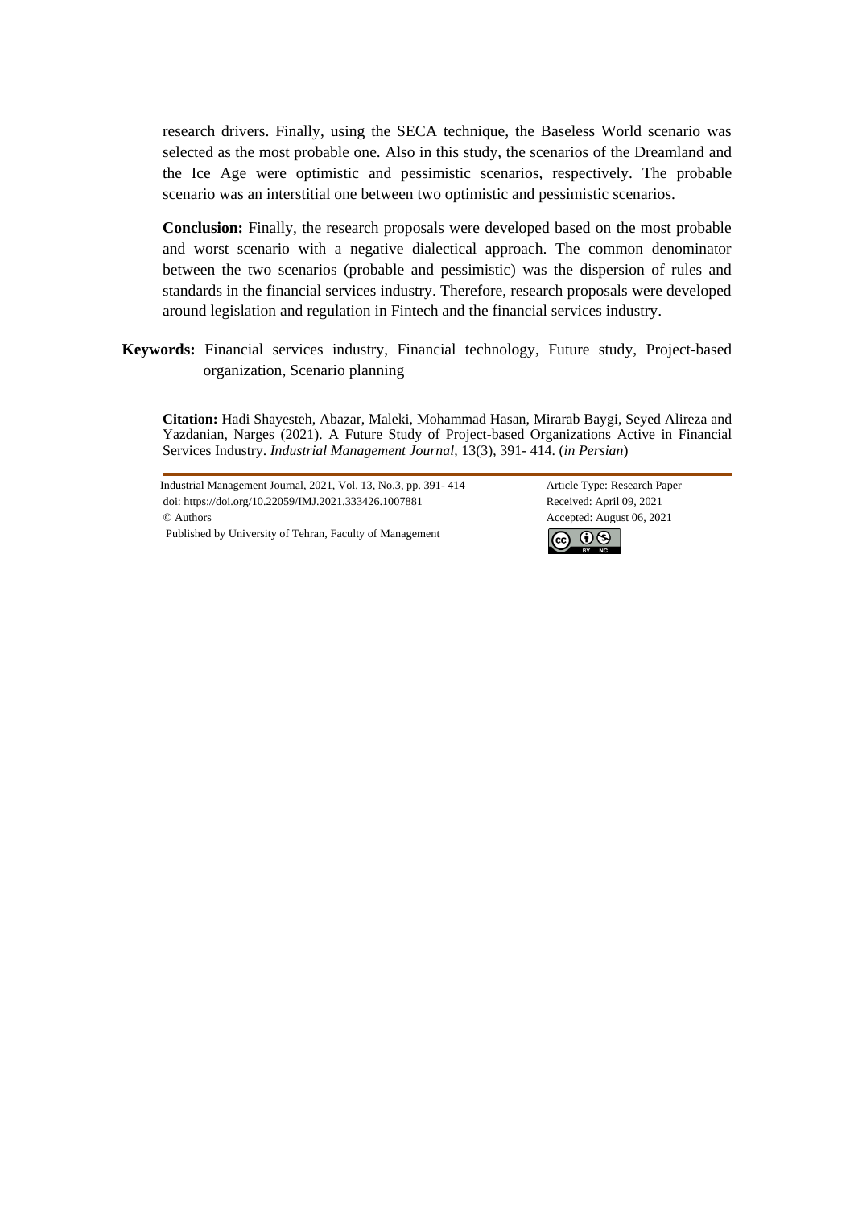research drivers. Finally, using the SECA technique, the Baseless World scenario was selected as the most probable one. Also in this study, the scenarios of the Dreamland and the Ice Age were optimistic and pessimistic scenarios, respectively. The probable scenario was an interstitial one between two optimistic and pessimistic scenarios.

**Conclusion:** Finally, the research proposals were developed based on the most probable and worst scenario with a negative dialectical approach. The common denominator between the two scenarios (probable and pessimistic) was the dispersion of rules and standards in the financial services industry. Therefore, research proposals were developed around legislation and regulation in Fintech and the financial services industry.

**Keywords:** Financial services industry, Financial technology, Future study, Project-based organization, Scenario planning

**Citation:** Hadi Shayesteh, Abazar, Maleki, Mohammad Hasan, Mirarab Baygi, Seyed Alireza and Yazdanian, Narges (2021). A Future Study of Project-based Organizations Active in Financial Services Industry. *Industrial Management Journal*, 13(3), 391- 414. (*in Persian*)

Industrial Management Journal, 2021, Vol. 13, No.3, pp. 391- 414
doi: https://doi.org/10.22059/IMJ.2021.333426.1007881
© Authors
Published by University of Tehran, Faculty of Management

Article Type: Research Paper
Received: April 09, 2021
Accepted: August 06, 2021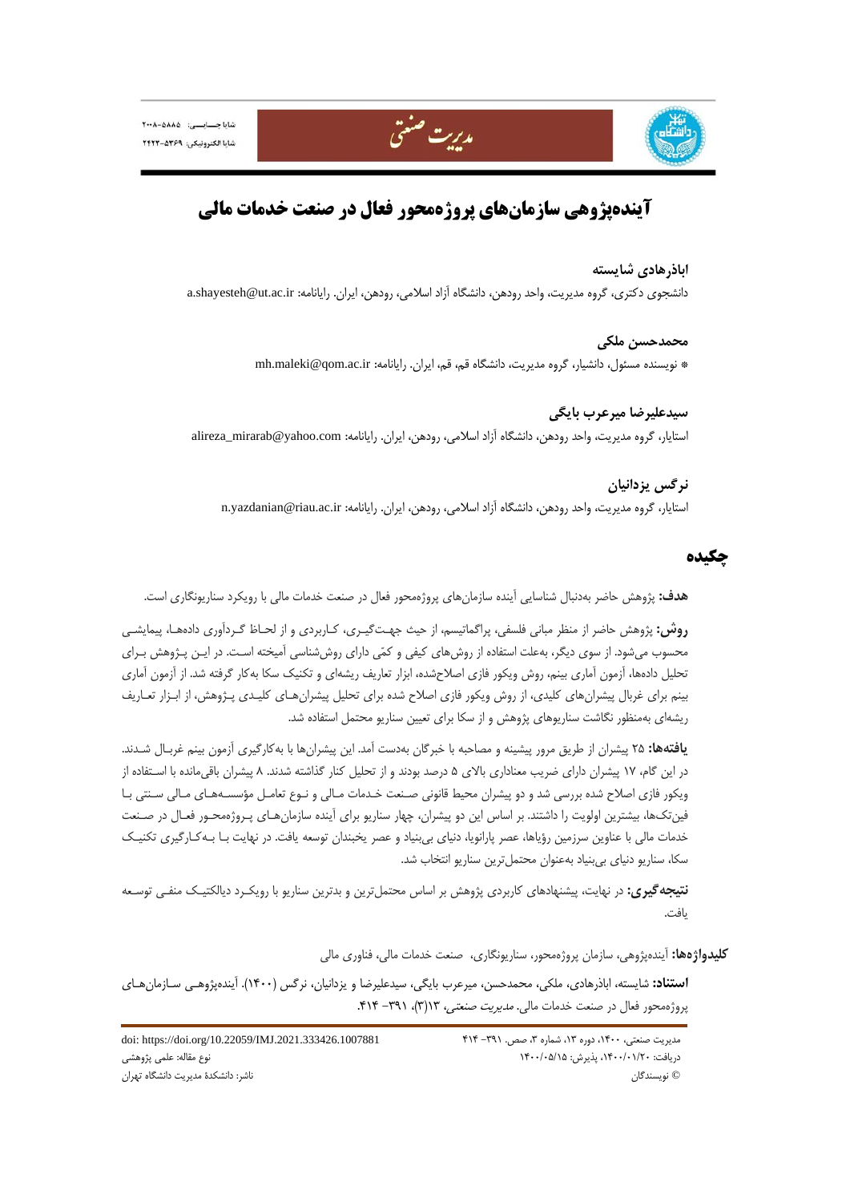# آینده‌پژوهی سازمان‌های پروژه‌محور فعال در صنعت خدمات مالی

**اباذرهادی شایسته**

دانشجوی دکتری، گروه مدیریت، واحد رودهن، دانشگاه آزاد اسلامی، رودهن، ایران. رایانامه: a.shayesteh@ut.ac.ir

**محمدحسن ملکی**

* نویسنده مسئول، دانشیار، گروه مدیریت، دانشگاه قم، قم، ایران. رایانامه: mh.maleki@qom.ac.ir

**سیدعلیرضا میرعرب بایگی**

استادیار، گروه مدیریت، واحد رودهن، دانشگاه آزاد اسلامی، رودهن، ایران. رایانامه: alireza_mirarab@yahoo.com

**نرگس یزدانیان**

استادیار، گروه مدیریت، واحد رودهن، دانشگاه آزاد اسلامی، رودهن، ایران. رایانامه: n.yazdanian@riau.ac.ir

## چکیده

**هدف:** پژوهش حاضر به‌دنبال شناسایی آینده سازمان‌های پروژه‌محور فعال در صنعت خدمات مالی با رویکرد سناریونگاری است.

**روش:** پژوهش حاضر از منظر مبانی فلسفی، پراگماتیسم، از حیث جهت‌گیری، کاربردی و از لحاظ گردآوری داده‌ها، پیمایشی محسوب می‌شود. از سوی دیگر، به‌علت استفاده از روش‌های کیفی و کمّی دارای روش‌شناسی آمیخته است. در این پژوهش برای تحلیل داده‌ها، آزمون آماری بینم، روش ویکور فازی اصلاح‌شده، ابزار تعاریف ریشه‌ای و تکنیک سکا به‌کار گرفته شد. از آزمون آماری بینم برای غربال پیشران‌های کلیدی، از روش ویکور فازی اصلاح شده برای تحلیل پیشران‌های کلیدی پژوهش، از ابزار تعاریف ریشه‌ای به‌منظور نگاشت سناریوهای پژوهش و از سکا برای تعیین سناریو محتمل استفاده شد.

**یافته‌ها:** ۲۵ پیشران از طریق مرور پیشینه و مصاحبه با خبرگان به‌دست آمد. این پیشران‌ها با به‌کارگیری آزمون بینم غربال شدند. در این گام، ۱۷ پیشران دارای ضریب معناداری بالای ۵ درصد بودند و از تحلیل کنار گذاشته شدند. ۸ پیشران باقی‌مانده با استفاده از ویکور فازی اصلاح شده بررسی شد و دو پیشران محیط قانونی صنعت خدمات مالی و نوع تعامل مؤسسه‌های مالی سنتی با فین‌تک‌ها، بیشترین اولویت را داشتند. بر اساس این دو پیشران، چهار سناریو برای آینده سازمان‌های پروژه‌محور فعال در صنعت خدمات مالی با عناوین سرزمین رؤیاها، عصر پارانویا، دنیای بی‌بنیاد و عصر یخبندان توسعه یافت. در نهایت با به‌کارگیری تکنیک سکا، سناریو دنیای بی‌بنیاد به‌عنوان محتمل‌ترین سناریو انتخاب شد.

**نتیجه‌گیری:** در نهایت، پیشنهادهای کاربردی پژوهش بر اساس محتمل‌ترین و بدترین سناریو با رویکرد دیالکتیک منفی توسعه یافت.

**کلیدواژه‌ها:** آینده‌پژوهی، سازمان پروژه‌محور، سناریونگاری، صنعت خدمات مالی، فناوری مالی

**استناد:** شایسته، اباذرهادی، ملکی، محمدحسن، میرعرب بایگی، سیدعلیرضا و یزدانیان، نرگس (۱۴۰۰). آینده‌پژوهی سازمان‌های پروژه‌محور فعال در صنعت خدمات مالی. *مدیریت صنعتی*، ۱۳(۳)، ۳۹۱- ۴۱۴.

مدیریت صنعتی، ۱۴۰۰، دوره ۱۳، شماره ۳، صص. ۳۹۱- ۴۱۴
دریافت: ۱۴۰۰/۰۱/۲۰، پذیرش: ۱۴۰۰/۰۵/۱۵
© نویسندگان

doi: https://doi.org/10.22059/IMJ.2021.333426.1007881
نوع مقاله: علمی پژوهشی
ناشر: دانشکدهٔ مدیریت دانشگاه تهران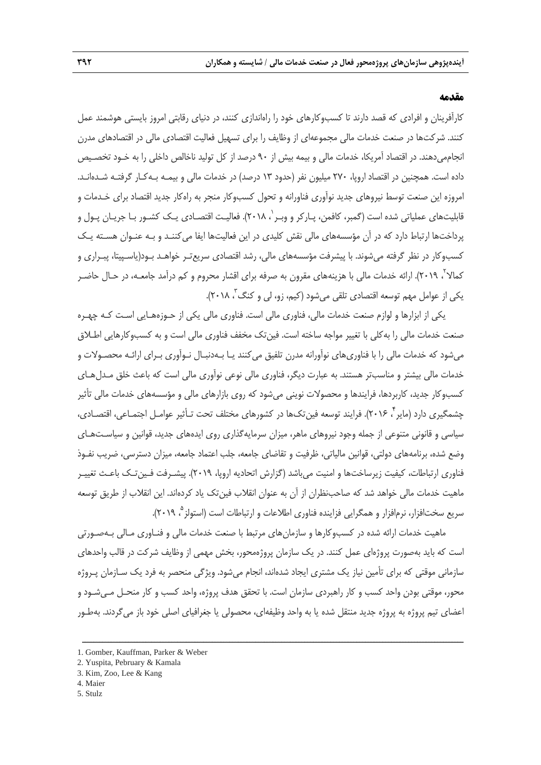## مقدمه

کارآفرینان و افرادی که قصد دارند تا کسب‌وکارهای خود را راه‌اندازی کنند، در دنیای رقابتی امروز بایستی هوشمند عمل کنند. شرکت‌ها در صنعت خدمات مالی مجموعه‌ای از وظایف را برای تسهیل فعالیت اقتصادی مالی در اقتصادهای مدرن انجام‌می‌دهند. در اقتصاد آمریکا، خدمات مالی و بیمه بیش از ۹۰ درصد از کل تولید ناخالص داخلی را به خود تخصیص داده است. همچنین در اقتصاد اروپا، ۲۷۰ میلیون نفر (حدود ۱۳ درصد) در خدمات مالی و بیمه به‌کار گرفته شده‌اند. امروزه این صنعت توسط نیروهای جدید نوآوری فناورانه و تحول کسب‌وکار منجر به راه‌کار جدید اقتصاد برای خدمات و قابلیت‌های عملیاتی شده است (گمبر، کافمن، پارکر و وبر[1]، ۲۰۱۸). فعالیت اقتصادی یک کشور با جریان پول و پرداخت‌ها ارتباط دارد که در آن مؤسسه‌های مالی نقش کلیدی در این فعالیت‌ها ایفا می‌کنند و به عنوان هسته یک کسب‌وکار در نظر گرفته می‌شوند. با پیشرفت مؤسسه‌های مالی، رشد اقتصادی سریع‌تر خواهد بود(یاسپیتا، پبراری و کمالا[2]، ۲۰۱۹). ارائه خدمات مالی با هزینه‌های مقرون به صرفه برای اقشار محروم و کم درآمد جامعه، در حال حاضر یکی از عوامل مهم توسعه اقتصادی تلقی می‌شود (کیم، زو، لی و کنگ[3]، ۲۰۱۸).

یکی از ابزارها و لوازم صنعت خدمات مالی، فناوری مالی است. فناوری مالی یکی از حوزه‌هایی است که چهره صنعت خدمات مالی را به‌کلی با تغییر مواجه ساخته است. فین‌تک مخفف فناوری مالی است و به کسب‌وکارهایی اطلاق می‌شود که خدمات مالی را با فناوری‌های نوآورانه مدرن تلفیق می‌کنند یا به‌دنبال نوآوری برای ارائه محصولات و خدمات مالی بیشتر و مناسب‌تر هستند. به عبارت دیگر، فناوری مالی نوعی نوآوری مالی است که باعث خلق مدل‌های کسب‌وکار جدید، کاربردها، فرایندها و محصولات نوینی می‌شود که روی بازارهای مالی و مؤسسه‌های خدمات مالی تأثیر چشمگیری دارد (مایر[4]، ۲۰۱۶). فرایند توسعه فین‌تک‌ها در کشورهای مختلف تحت تأثیر عوامل اجتماعی، اقتصادی، سیاسی و قانونی متنوعی از جمله وجود نیروهای ماهر، میزان سرمایه‌گذاری روی ایده‌های جدید، قوانین و سیاست‌های وضع شده، برنامه‌های دولتی، قوانین مالیاتی، ظرفیت و تقاضای جامعه، جلب اعتماد جامعه، میزان دسترسی، ضریب نفوذ فناوری ارتباطات، کیفیت زیرساخت‌ها و امنیت می‌باشد (گزارش اتحادیه اروپا، ۲۰۱۹). پیشرفت فین‌تک باعث تغییر ماهیت خدمات مالی خواهد شد که صاحب‌نظران از آن به عنوان انقلاب فین‌تک یاد کرده‌اند. این انقلاب از طریق توسعه سریع سخت‌افزار، نرم‌افزار و همگرایی فزاینده فناوری اطلاعات و ارتباطات است (استولز[5]، ۲۰۱۹).

ماهیت خدمات ارائه شده در کسب‌وکارها و سازمان‌های مرتبط با صنعت خدمات مالی و فناوری مالی به‌صورتی است که باید به‌صورت پروژه‌ای عمل کنند. در یک سازمان پروژه‌محور، بخش مهمی از وظایف شرکت در قالب واحدهای سازمانی موقتی که برای تأمین نیاز یک مشتری ایجاد شده‌اند، انجام می‌شود. ویژگی منحصر به فرد یک سازمان پروژه محور، موقتی بودن واحد کسب و کار راهبردی سازمان است. با تحقق هدف پروژه، واحد کسب و کار منحل می‌شود و اعضای تیم پروژه به پروژه جدید منتقل شده یا به واحد وظیفه‌ای، محصولی یا جغرافیای اصلی خود باز می‌گردند. به‌طور

---

1. Gomber, Kauffman, Parker & Weber
2. Yuspita, Pebruary & Kamala
3. Kim, Zoo, Lee & Kang
4. Maier
5. Stulz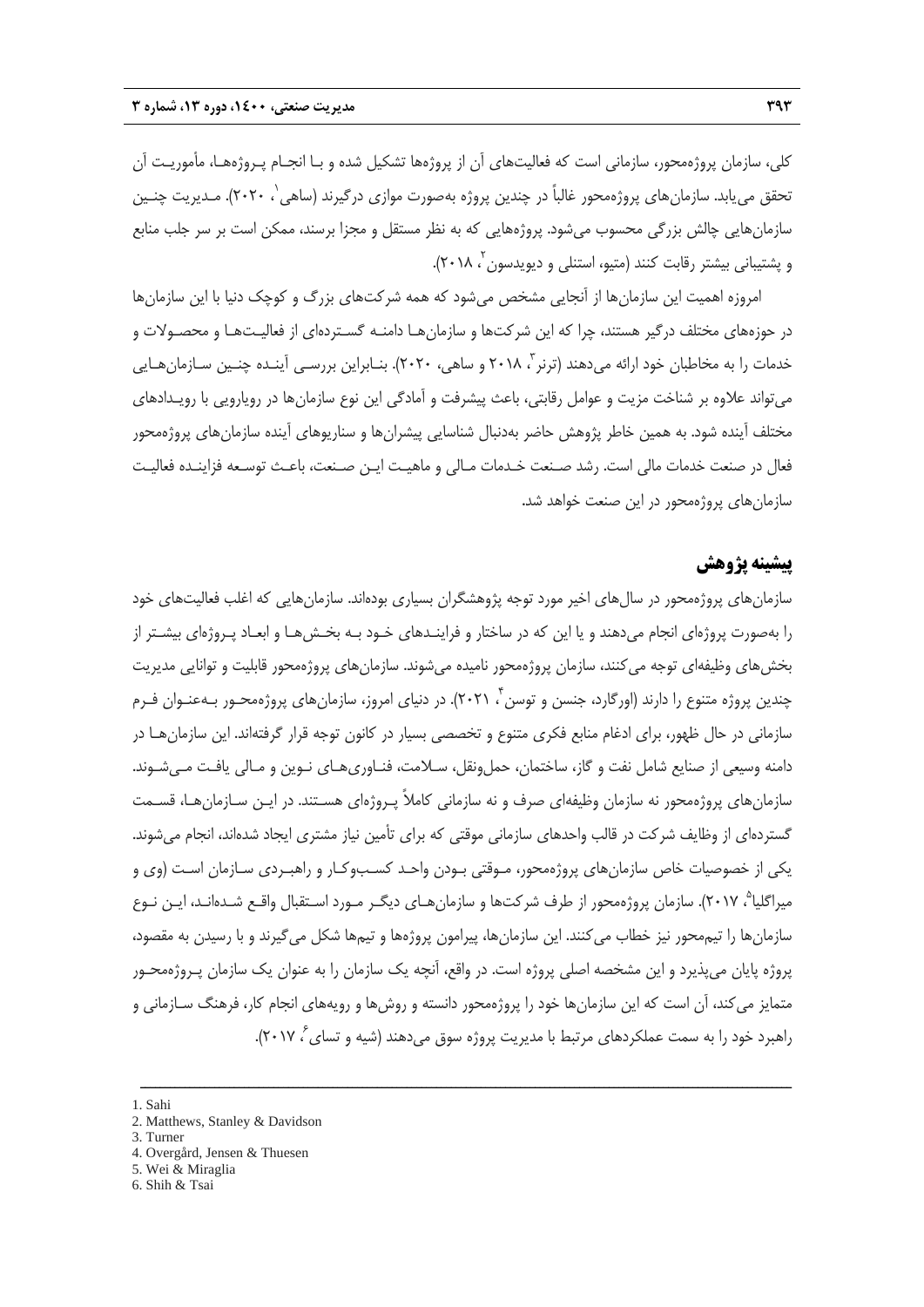کلی، سازمان پروژه‌محور، سازمانی است که فعالیت‌های آن از پروژه‌ها تشکیل شده و با انجام پروژه‌ها، مأموریت آن تحقق می‌یابد. سازمان‌های پروژه‌محور غالباً در چندین پروژه به‌صورت موازی درگیرند (ساهی[1]، ۲۰۲۰). مدیریت چنین سازمان‌هایی چالش بزرگی محسوب می‌شود. پروژه‌هایی که به نظر مستقل و مجزا برسند، ممکن است بر سر جلب منابع و پشتیبانی بیشتر رقابت کنند (متیو، استنلی و دیویدسون[2]، ۲۰۱۸).

امروزه اهمیت این سازمان‌ها از آنجایی مشخص می‌شود که همه شرکت‌های بزرگ و کوچک دنیا با این سازمان‌ها در حوزه‌های مختلف درگیر هستند، چرا که این شرکت‌ها و سازمان‌ها دامنه گسترده‌ای از فعالیت‌ها و محصولات و خدمات را به مخاطبان خود ارائه می‌دهند (ترنر[3]، ۲۰۱۸ و ساهی، ۲۰۲۰). بنابراین بررسی آینده چنین سازمان‌هایی می‌تواند علاوه بر شناخت مزیت و عوامل رقابتی، باعث پیشرفت و آمادگی این نوع سازمان‌ها در رویارویی با رویدادهای مختلف آینده شود. به همین خاطر پژوهش حاضر به‌دنبال شناسایی پیشران‌ها و سناریوهای آینده سازمان‌های پروژه‌محور فعال در صنعت خدمات مالی است. رشد صنعت خدمات مالی و ماهیت این صنعت، باعث توسعه فزاینده فعالیت سازمان‌های پروژه‌محور در این صنعت خواهد شد.

## پیشینه پژوهش

سازمان‌های پروژه‌محور در سال‌های اخیر مورد توجه پژوهشگران بسیاری بوده‌اند. سازمان‌هایی که اغلب فعالیت‌های خود را به‌صورت پروژه‌ای انجام می‌دهند و یا این که در ساختار و فرایندهای خود به بخش‌ها و ابعاد پروژه‌ای بیشتر از بخش‌های وظیفه‌ای توجه می‌کنند، سازمان پروژه‌محور نامیده می‌شوند. سازمان‌های پروژه‌محور قابلیت و توانایی مدیریت چندین پروژه متنوع را دارند (اورگارد، جنسن و توسن[4]، ۲۰۲۱). در دنیای امروز، سازمان‌های پروژه‌محور به‌عنوان فرم سازمانی در حال ظهور، برای ادغام منابع فکری متنوع و تخصصی بسیار در کانون توجه قرار گرفته‌اند. این سازمان‌ها در دامنه وسیعی از صنایع شامل نفت و گاز، ساختمان، حمل‌ونقل، سلامت، فناوری‌های نوین و مالی یافت می‌شوند. سازمان‌های پروژه‌محور نه سازمان وظیفه‌ای صرف و نه سازمانی کاملاً پروژه‌ای هستند. در این سازمان‌ها، قسمت گسترده‌ای از وظایف شرکت در قالب واحدهای سازمانی موقتی که برای تأمین نیاز مشتری ایجاد شده‌اند، انجام می‌شوند. یکی از خصوصیات خاص سازمان‌های پروژه‌محور، موقتی بودن واحد کسب‌وکار و راهبردی سازمان است (وی و میراگلیا[5]، ۲۰۱۷). سازمان پروژه‌محور از طرف شرکت‌ها و سازمان‌های دیگر مورد استقبال واقع شده‌اند، این نوع سازمان‌ها را تیم‌محور نیز خطاب می‌کنند. این سازمان‌ها، پیرامون پروژه‌ها و تیم‌ها شکل می‌گیرند و با رسیدن به مقصود، پروژه پایان می‌پذیرد و این مشخصه اصلی پروژه است. در واقع، آنچه یک سازمان را به عنوان یک سازمان پروژه‌محور متمایز می‌کند، آن است که این سازمان‌ها خود را پروژه‌محور دانسته و روش‌ها و رویه‌های انجام کار، فرهنگ سازمانی و راهبرد خود را به سمت عملکردهای مرتبط با مدیریت پروژه سوق می‌دهند (شیه و تسای[6]، ۲۰۱۷).

---

1. Sahi
2. Matthews, Stanley & Davidson
3. Turner
4. Overgård, Jensen & Thuesen
5. Wei & Miraglia
6. Shih & Tsai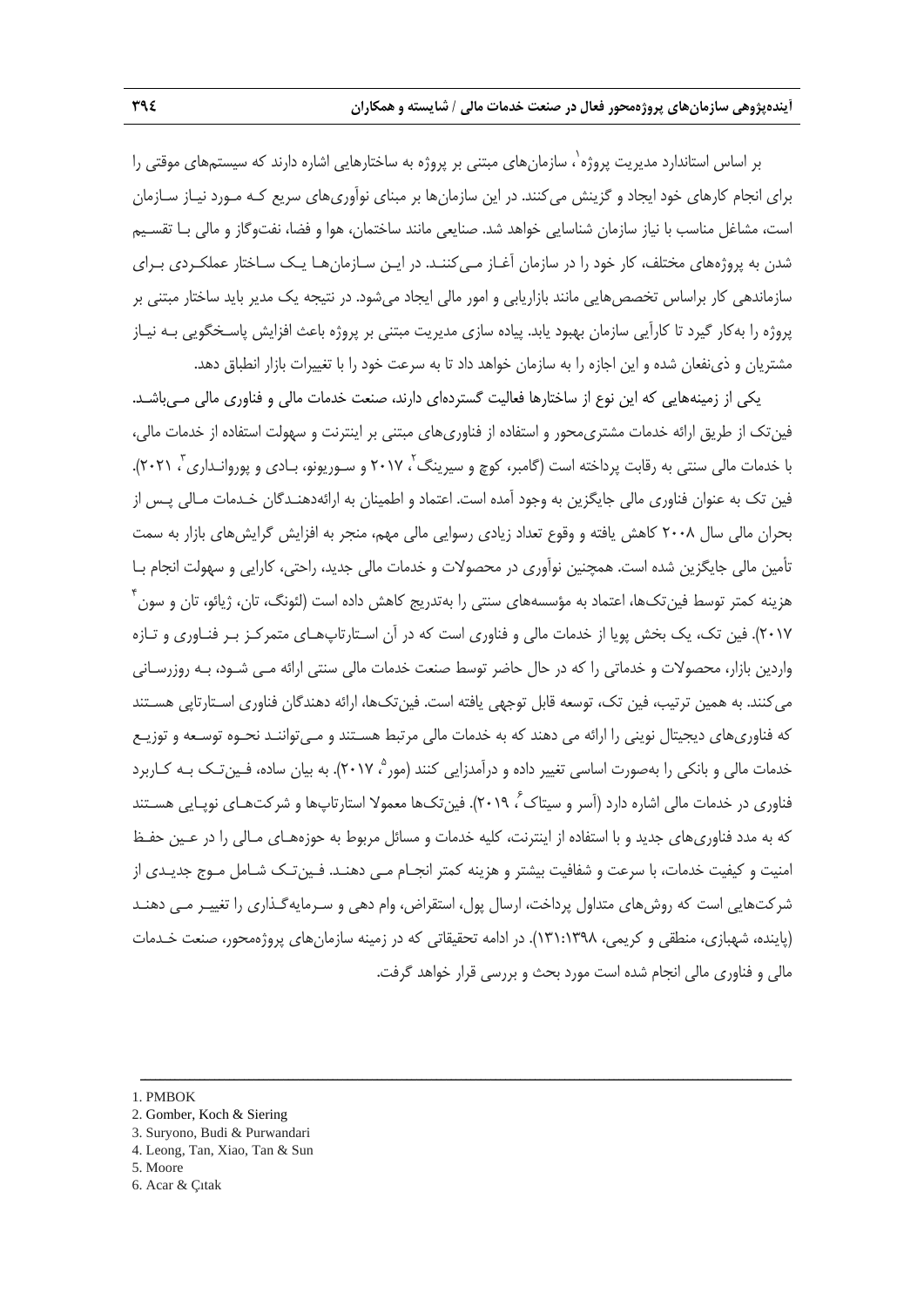بر اساس استاندارد مدیریت پروژه[1]، سازمان‌های مبتنی بر پروژه به ساختارهایی اشاره دارند که سیستم‌های موقتی را برای انجام کارهای خود ایجاد و گزینش می‌کنند. در این سازمان‌ها بر مبنای نوآوری‌های سریع که مورد نیاز سازمان است، مشاغل مناسب با نیاز سازمان شناسایی خواهد شد. صنایعی مانند ساختمان، هوا و فضا، نفت‌وگاز و مالی با تقسیم شدن به پروژه‌های مختلف، کار خود را در سازمان آغاز می‌کنند. در این سازمان‌ها یک ساختار عملکردی برای سازماندهی کار براساس تخصص‌هایی مانند بازاریابی و امور مالی ایجاد می‌شود. در نتیجه یک مدیر باید ساختار مبتنی بر پروژه را به‌کار گیرد تا کارآیی سازمان بهبود یابد. پیاده سازی مدیریت مبتنی بر پروژه باعث افزایش پاسخگویی به نیاز مشتریان و ذی‌نفعان شده و این اجازه را به سازمان خواهد داد تا به سرعت خود را با تغییرات بازار انطباق دهد.

یکی از زمینه‌هایی که این نوع از ساختارها فعالیت گسترده‌ای دارند، صنعت خدمات مالی و فناوری مالی می‌باشد. فین‌تک از طریق ارائه خدمات مشتری‌محور و استفاده از فناوری‌های مبتنی بر اینترنت و سهولت استفاده از خدمات مالی، با خدمات مالی سنتی به رقابت پرداخته است (گامبر، کوچ و سیرینگ[2]، ۲۰۱۷ و سوریونو، بادی و پوروانداری[3]، ۲۰۲۱). فین تک به عنوان فناوری مالی جایگزین به وجود آمده است. اعتماد و اطمینان به ارائه‌دهندگان خدمات مالی پس از بحران مالی سال ۲۰۰۸ کاهش یافته و وقوع تعداد زیادی رسوایی مالی مهم، منجر به افزایش گرایش‌های بازار به سمت تأمین مالی جایگزین شده است. همچنین نوآوری در محصولات و خدمات مالی جدید، راحتی، کارایی و سهولت انجام با هزینه کمتر توسط فین‌تک‌ها، اعتماد به مؤسسه‌های سنتی را به‌تدریج کاهش داده است (لئونگ، تان، ژیائو، تان و سون[4] ۲۰۱۷). فین تک، یک بخش پویا از خدمات مالی و فناوری است که در آن استارتاپ‌های متمرکز بر فناوری و تازه واردین بازار، محصولات و خدماتی را که در حال حاضر توسط صنعت خدمات مالی سنتی ارائه می شود، به روزرسانی می‌کنند. به همین ترتیب، فین تک، توسعه قابل توجهی یافته است. فین‌تک‌ها، ارائه دهندگان فناوری استارتاپی هستند که فناوری‌های دیجیتال نوینی را ارائه می دهند که به خدمات مالی مرتبط هستند و می‌توانند نحوه توسعه و توزیع خدمات مالی و بانکی را به‌صورت اساسی تغییر داده و درآمدزایی کنند (مور[5]، ۲۰۱۷). به بیان ساده، فین‌تک به کاربرد فناوری در خدمات مالی اشاره دارد (آسر و سیتاک[6]، ۲۰۱۹). فین‌تک‌ها معمولا استارتاپ‌ها و شرکت‌های نوپایی هستند که به مدد فناوری‌های جدید و با استفاده از اینترنت، کلیه خدمات و مسائل مربوط به حوزه‌های مالی را در عین حفظ امنیت و کیفیت خدمات، با سرعت و شفافیت بیشتر و هزینه کمتر انجام می دهند. فین‌تک شامل موج جدیدی از شرکت‌هایی است که روش‌های متداول پرداخت، ارسال پول، استقراض، وام دهی و سرمایه‌گذاری را تغییر می دهند (پاینده، شهبازی، منطقی و کریمی، ۱۳۱:۱۳۹۸). در ادامه تحقیقاتی که در زمینه سازمان‌های پروژه‌محور، صنعت خدمات مالی و فناوری مالی انجام شده است مورد بحث و بررسی قرار خواهد گرفت.

---

1. PMBOK
2. Gomber, Koch & Siering
3. Suryono, Budi & Purwandari
4. Leong, Tan, Xiao, Tan & Sun
5. Moore
6. Acar & Çıtak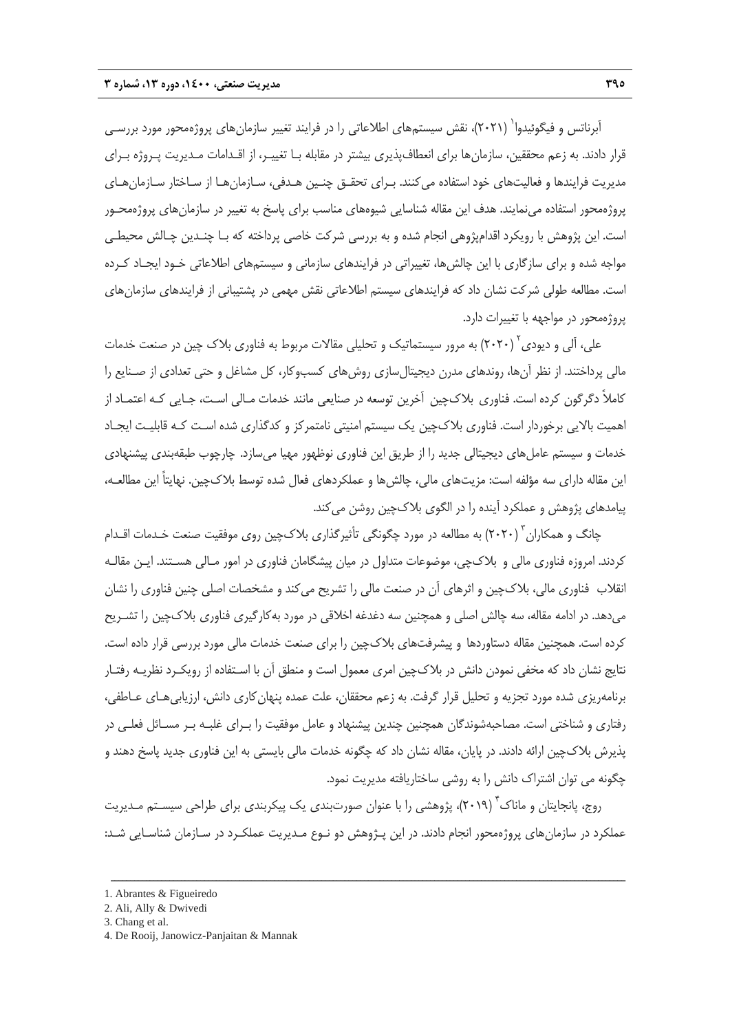آبرناتس و فیگوئیدوا[1] (۲۰۲۱)، نقش سیستم‌های اطلاعاتی را در فرایند تغییر سازمان‌های پروژه‌محور مورد بررسی قرار دادند. به زعم محققین، سازمان‌ها برای انعطاف‌پذیری بیشتر در مقابله با تغییر، از اقدامات مدیریت پروژه برای مدیریت فرایندها و فعالیت‌های خود استفاده می‌کنند. برای تحقق چنین هدفی، سازمان‌ها از ساختار سازمان‌های پروژه‌محور استفاده می‌نمایند. هدف این مقاله شناسایی شیوه‌های مناسب برای پاسخ به تغییر در سازمان‌های پروژه‌محور است. این پژوهش با رویکرد اقدام‌پژوهی انجام شده و به بررسی شرکت خاصی پرداخته که با چندین چالش محیطی مواجه شده و برای سازگاری با این چالش‌ها، تغییراتی در فرایندهای سازمانی و سیستم‌های اطلاعاتی خود ایجاد کرده است. مطالعه طولی شرکت نشان داد که فرایندهای سیستم اطلاعاتی نقش مهمی در پشتیبانی از فرایندهای سازمان‌های پروژه‌محور در مواجهه با تغییرات دارد.

علی، آلی و دیودی[2] (۲۰۲۰) به مرور سیستماتیک و تحلیلی مقالات مربوط به فناوری بلاک چین در صنعت خدمات مالی پرداختند. از نظر آن‌ها، روندهای مدرن دیجیتال‌سازی روش‌های کسب‌وکار، کل مشاغل و حتی تعدادی از صنایع را کاملاً دگرگون کرده است. فناوری بلاک‌چین آخرین توسعه در صنایعی مانند خدمات مالی است، جایی که اعتماد از اهمیت بالایی برخوردار است. فناوری بلاک‌چین یک سیستم امنیتی نامتمرکز و کدگذاری شده است که قابلیت ایجاد خدمات و سیستم عامل‌های دیجیتالی جدید را از طریق این فناوری نوظهور مهیا می‌سازد. چارچوب طبقه‌بندی پیشنهادی این مقاله دارای سه مؤلفه است: مزیت‌های مالی، چالش‌ها و عملکردهای فعال شده توسط بلاک‌چین. نهایتاً این مطالعه، پیامدهای پژوهش و عملکرد آینده را در الگوی بلاک‌چین روشن می‌کند.

چانگ و همکاران[3] (۲۰۲۰) به مطالعه در مورد چگونگی تأثیرگذاری بلاک‌چین روی موفقیت صنعت خدمات اقدام کردند. امروزه فناوری مالی و بلاک‌چی، موضوعات متداول در میان پیشگامان فناوری در امور مالی هستند. این مقاله انقلاب فناوری مالی، بلاک‌چین و اثرهای آن در صنعت مالی را تشریح می‌کند و مشخصات اصلی چنین فناوری را نشان می‌دهد. در ادامه مقاله، سه چالش اصلی و همچنین سه دغدغه اخلاقی در مورد به‌کارگیری فناوری بلاک‌چین را تشریح کرده است. همچنین مقاله دستاوردها و پیشرفت‌های بلاک‌چین را برای صنعت خدمات مالی مورد بررسی قرار داده است. نتایج نشان داد که مخفی نمودن دانش در بلاک‌چین امری معمول است و منطق آن با استفاده از رویکرد نظریه رفتار برنامه‌ریزی شده مورد تجزیه و تحلیل قرار گرفت. به زعم محققان، علت عمده پنهان‌کاری دانش، ارزیابی‌های عاطفی، رفتاری و شناختی است. مصاحبه‌شوندگان همچنین چندین پیشنهاد و عامل موفقیت را برای غلبه بر مسائل فعلی در پذیرش بلاک‌چین ارائه دادند. در پایان، مقاله نشان داد که چگونه خدمات مالی بایستی به این فناوری جدید پاسخ دهند و چگونه می توان اشتراک دانش را به روشی ساختاریافته مدیریت نمود.

روج، پانجایتان و ماناک[4] (۲۰۱۹)، پژوهشی را با عنوان صورت‌بندی یک پیکربندی برای طراحی سیستم مدیریت عملکرد در سازمان‌های پروژه‌محور انجام دادند. در این پژوهش دو نوع مدیریت عملکرد در سازمان شناسایی شد:

---

1. Abrantes & Figueiredo
2. Ali, Ally & Dwivedi
3. Chang et al.
4. De Rooij, Janowicz-Panjaitan & Mannak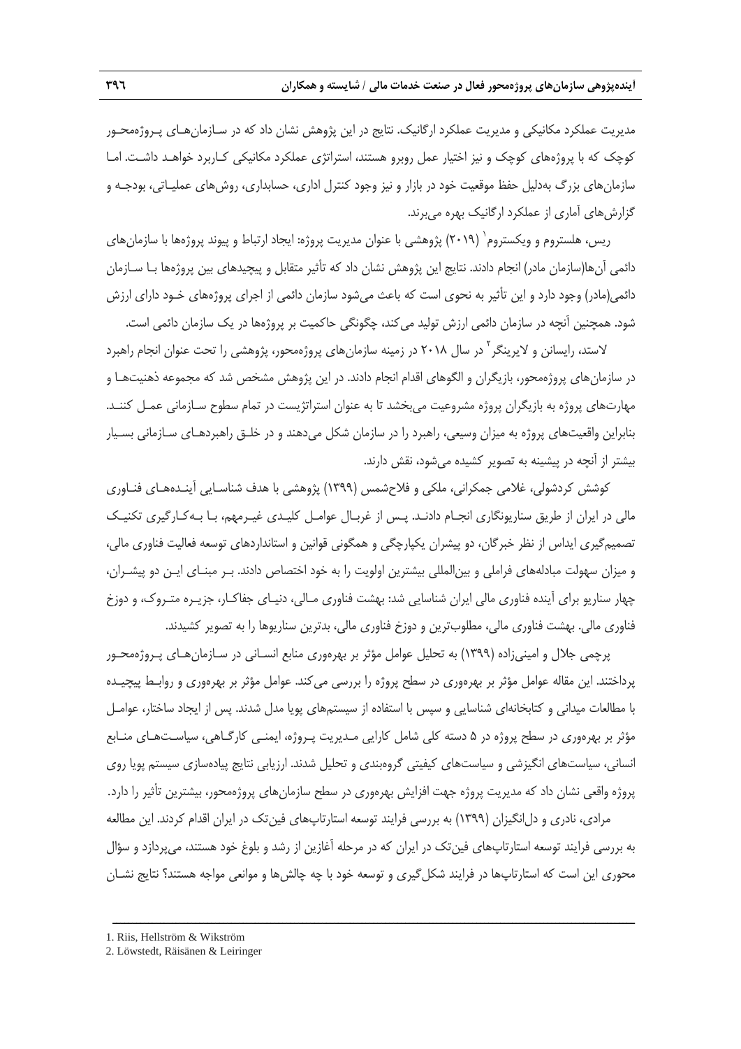مدیریت عملکرد مکانیکی و مدیریت عملکرد ارگانیک. نتایج در این پژوهش نشان داد که در سازمان‌های پروژه‌محور کوچک که با پروژه‌های کوچک و نیز اختیار عمل روبرو هستند، استراتژی عملکرد مکانیکی کاربرد خواهد داشت. اما سازمان‌های بزرگ به‌دلیل حفظ موقعیت خود در بازار و نیز وجود کنترل اداری، حسابداری، روش‌های عملیاتی، بودجه و گزارش‌های آماری از عملکرد ارگانیک بهره می‌برند.

ریس، هلستروم و ویکستروم[1] (۲۰۱۹) پژوهشی با عنوان مدیریت پروژه: ایجاد ارتباط و پیوند پروژه‌ها با سازمان‌های دائمی آن‌ها(سازمان مادر) انجام دادند. نتایج این پژوهش نشان داد که تأثیر متقابل و پیچیده‌ای بین پروژه‌ها با سازمان دائمی(مادر) وجود دارد و این تأثیر به نحوی است که باعث می‌شود سازمان دائمی از اجرای پروژه‌های خود دارای ارزش شود. همچنین آنچه در سازمان دائمی ارزش تولید می‌کند، چگونگی حاکمیت بر پروژه‌ها در یک سازمان دائمی است.

لاستد، رایسانن و لایرینگر[2] در سال ۲۰۱۸ در زمینه سازمان‌های پروژه‌محور، پژوهشی را تحت عنوان انجام راهبرد در سازمان‌های پروژه‌محور، بازیگران و الگوهای اقدام انجام دادند. در این پژوهش مشخص شد که مجموعه ذهنیت‌ها و مهارت‌های پروژه به بازیگران پروژه مشروعیت می‌بخشد تا به عنوان استراتژیست در تمام سطوح سازمانی عمل کنند. بنابراین واقعیت‌های پروژه به میزان وسیعی، راهبرد را در سازمان شکل می‌دهند و در خلق راهبردهای سازمانی بسیار بیشتر از آنچه در پیشینه به تصویر کشیده می‌شود، نقش دارند.

کوشش کردشولی، غلامی جمکرانی، ملکی و فلاح‌شمس (۱۳۹۹) پژوهشی با هدف شناسایی آینده‌های فناوری مالی در ایران از طریق سناریونگاری انجام دادند. پس از غربال عوامل کلیدی غیرمهم، با به‌کارگیری تکنیک تصمیم‌گیری ایداس از نظر خبرگان، دو پیشران یکپارچگی و همگونی قوانین و استانداردهای توسعه فعالیت فناوری مالی، و میزان سهولت مبادله‌های فراملی و بین‌المللی بیشترین اولویت را به خود اختصاص دادند. بر مبنای این دو پیشران، چهار سناریو برای آینده فناوری مالی ایران شناسایی شد: بهشت فناوری مالی، دنیای جفاکار، جزیره متروک، و دوزخ فناوری مالی. بهشت فناوری مالی، مطلوب‌ترین و دوزخ فناوری مالی، بدترین سناریوها را به تصویر کشیدند.

پرچمی جلال و امینی‌زاده (۱۳۹۹) به تحلیل عوامل مؤثر بر بهره‌وری منابع انسانی در سازمان‌های پروژه‌محور پرداختند. این مقاله عوامل مؤثر بر بهره‌وری در سطح پروژه را بررسی می‌کند. عوامل مؤثر بر بهره‌وری و روابط پیچیده با مطالعات میدانی و کتابخانه‌ای شناسایی و سپس با استفاده از سیستم‌های پویا مدل شدند. پس از ایجاد ساختار، عوامل مؤثر بر بهره‌وری در سطح پروژه در ۵ دسته کلی شامل کارایی مدیریت پروژه، ایمنی کارگاهی، سیاست‌های منابع انسانی، سیاست‌های انگیزشی و سیاست‌های کیفیتی گروه‌بندی و تحلیل شدند. ارزیابی نتایج پیاده‌سازی سیستم پویا روی پروژه واقعی نشان داد که مدیریت پروژه جهت افزایش بهره‌وری در سطح سازمان‌های پروژه‌محور، بیشترین تأثیر را دارد.

مرادی، نادری و دل‌انگیزان (۱۳۹۹) به بررسی فرایند توسعه استارتاپ‌های فین‌تک در ایران اقدام کردند. این مطالعه به بررسی فرایند توسعه استارتاپ‌های فین‌تک در ایران که در مرحله آغازین از رشد و بلوغ خود هستند، می‌پردازد و سؤال محوری این است که استارتاپ‌ها در فرایند شکل‌گیری و توسعه خود با چه چالش‌ها و موانعی مواجه هستند؟ نتایج نشان

---

1. Riis, Hellström & Wikström
2. Löwstedt, Räisänen & Leiringer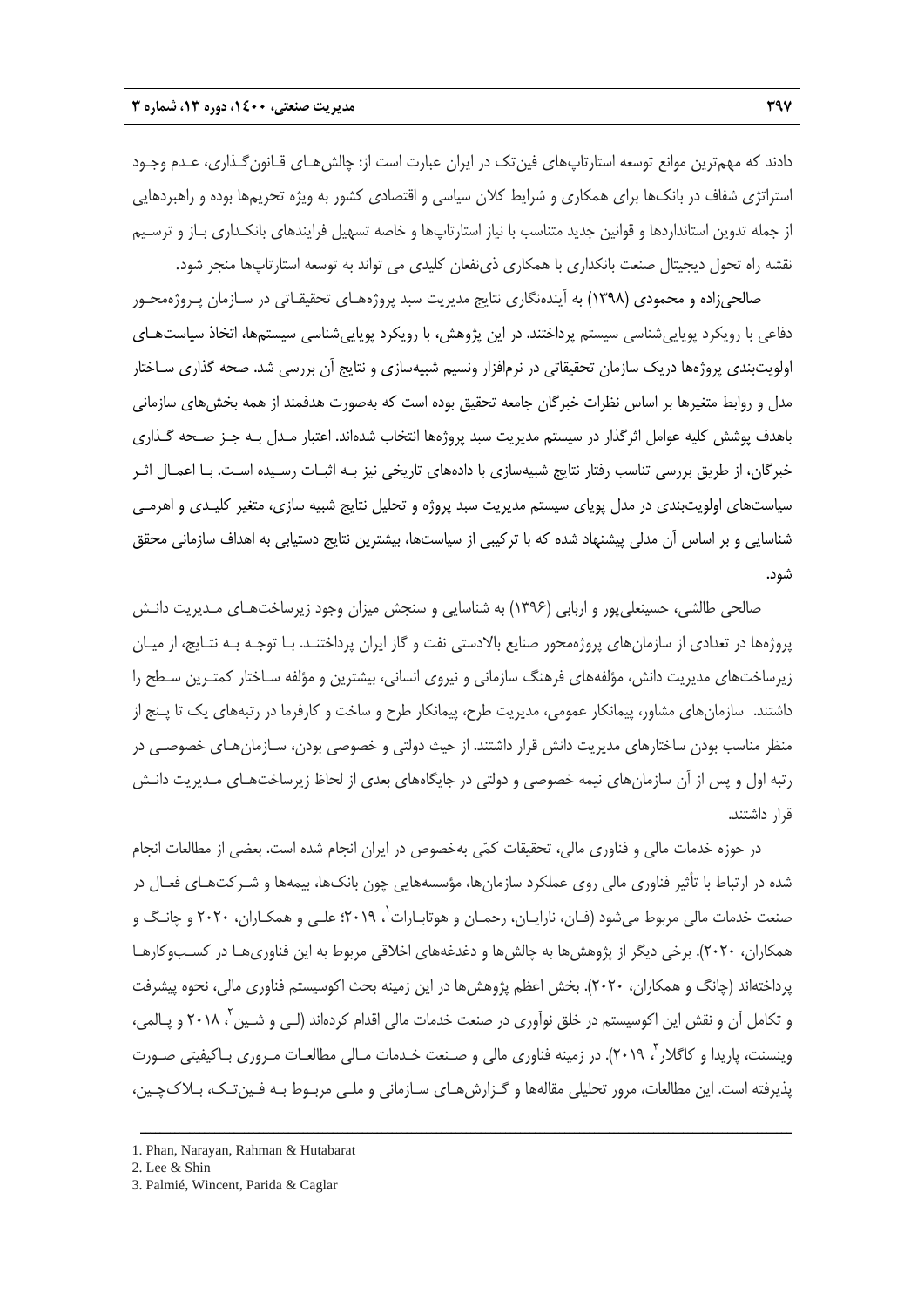دادند که مهم‌ترین موانع توسعه استارتاپ‌های فین‌تک در ایران عبارت است از: چالش‌های قانون‌گذاری، عدم وجود استراتژی شفاف در بانک‌ها برای همکاری و شرایط کلان سیاسی و اقتصادی کشور به ویژه تحریم‌ها بوده و راهبردهایی از جمله تدوین استانداردها و قوانین جدید متناسب با نیاز استارتاپ‌ها و خاصه تسهیل فرایندهای بانکداری باز و ترسیم نقشه راه تحول دیجیتال صنعت بانکداری با همکاری ذی‌نفعان کلیدی می تواند به توسعه استارتاپ‌ها منجر شود.

صالحی‌زاده و محمودی (۱۳۹۸) به آینده‌نگاری نتایج مدیریت سبد پروژه‌های تحقیقاتی در سازمان پروژه‌محور دفاعی با رویکرد پویایی‌شناسی سیستم پرداختند. در این پژوهش، با رویکرد پویایی‌شناسی سیستم‌ها، اتخاذ سیاست‌های اولویت‌بندی پروژه‌ها دریک سازمان تحقیقاتی در نرم‌افزار ونسیم شبیه‌سازی و نتایج آن بررسی شد. صحه گذاری ساختار مدل و روابط متغیرها بر اساس نظرات خبرگان جامعه تحقیق بوده است که به‌صورت هدفمند از همه بخش‌های سازمانی باهدف پوشش کلیه عوامل اثرگذار در سیستم مدیریت سبد پروژه‌ها انتخاب شده‌اند. اعتبار مدل به جز صحه گذاری خبرگان، از طریق بررسی تناسب رفتار نتایج شبیه‌سازی با داده‌های تاریخی نیز به اثبات رسیده است. با اعمال اثر سیاست‌های اولویت‌بندی در مدل پویای سیستم مدیریت سبد پروژه و تحلیل نتایج شبیه سازی، متغیر کلیدی و اهرمی شناسایی و بر اساس آن مدلی پیشنهاد شده که با ترکیبی از سیاست‌ها، بیشترین نتایج دستیابی به اهداف سازمانی محقق شود.

صالحی طالشی، حسینعلی‌پور و اربابی (۱۳۹۶) به شناسایی و سنجش میزان وجود زیرساخت‌های مدیریت دانش پروژه‌ها در تعدادی از سازمان‌های پروژه‌محور صنایع بالادستی نفت و گاز ایران پرداختند. با توجه به نتایج، از میان زیرساخت‌های مدیریت دانش، مؤلفه‌های فرهنگ سازمانی و نیروی انسانی، بیشترین و مؤلفه ساختار کمترین سطح را داشتند. سازمان‌های مشاور، پیمانکار عمومی، مدیریت طرح، پیمانکار طرح و ساخت و کارفرما در رتبه‌های یک تا پنج از منظر مناسب بودن ساختارهای مدیریت دانش قرار داشتند. از حیث دولتی و خصوصی بودن، سازمان‌های خصوصی در رتبه اول و پس از آن سازمان‌های نیمه خصوصی و دولتی در جایگاه‌های بعدی از لحاظ زیرساخت‌های مدیریت دانش قرار داشتند.

در حوزه خدمات مالی و فناوری مالی، تحقیقات کمّی به‌خصوص در ایران انجام شده است. بعضی از مطالعات انجام شده در ارتباط با تأثیر فناوری مالی روی عملکرد سازمان‌ها، مؤسسه‌هایی چون بانک‌ها، بیمه‌ها و شرکت‌های فعال در صنعت خدمات مالی مربوط می‌شود (فان، نارایان، رحمان و هوتابارات[1]، ۲۰۱۹؛ علی و همکاران، ۲۰۲۰ و چانگ و همکاران، ۲۰۲۰). برخی دیگر از پژوهش‌ها به چالش‌ها و دغدغه‌های اخلاقی مربوط به این فناوری‌ها در کسب‌وکارها پرداخته‌اند (چانگ و همکاران، ۲۰۲۰). بخش اعظم پژوهش‌ها در این زمینه بحث اکوسیستم فناوری مالی، نحوه پیشرفت و تکامل آن و نقش این اکوسیستم در خلق نوآوری در صنعت خدمات مالی اقدام کرده‌اند (لی و شین[2]، ۲۰۱۸ و پالمی، وینسنت، پاریدا و کاگلار[3]، ۲۰۱۹). در زمینه فناوری مالی و صنعت خدمات مالی مطالعات مروری باکیفیتی صورت پذیرفته است. این مطالعات، مرور تحلیلی مقاله‌ها و گزارش‌های سازمانی و ملی مربوط به فین‌تک، بلاک‌چین،

---

1. Phan, Narayan, Rahman & Hutabarat
2. Lee & Shin
3. Palmié, Wincent, Parida & Caglar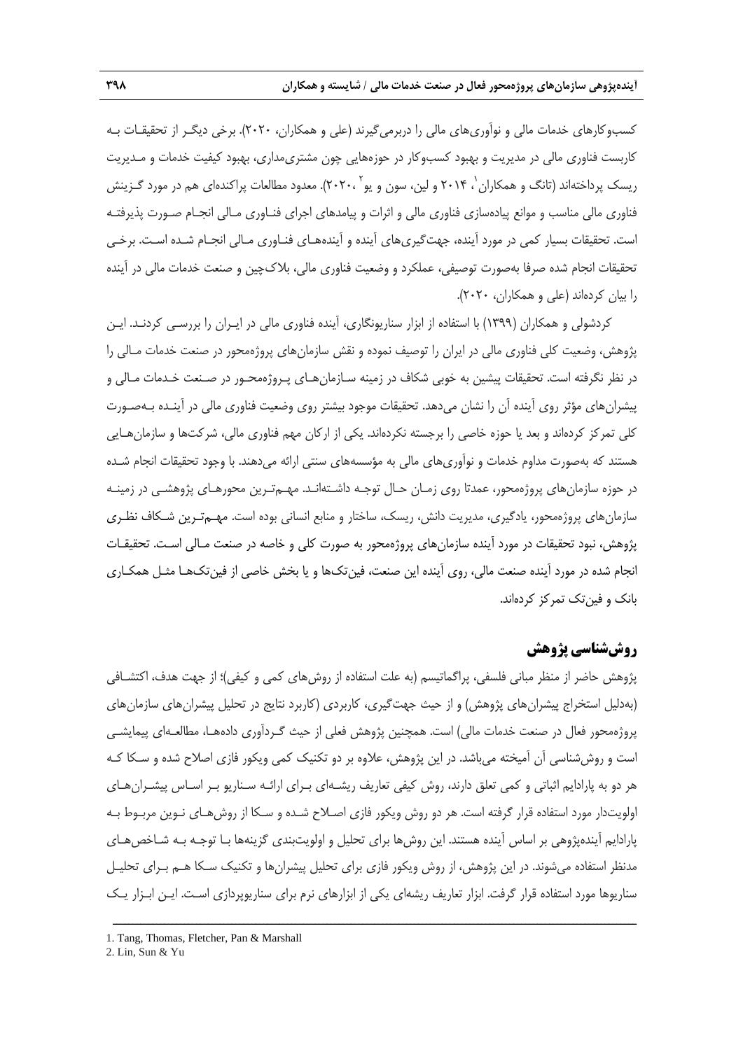کسب‌وکارهای خدمات مالی و نوآوری‌های مالی را دربرمی‌گیرند (علی و همکاران، ۲۰۲۰). برخی دیگر از تحقیقات به کاربست فناوری مالی در مدیریت و بهبود کسب‌وکار در حوزه‌هایی چون مشتری‌مداری، بهبود کیفیت خدمات و مدیریت ریسک پرداخته‌اند (تانگ و همکاران[1]، ۲۰۱۴ و لین، سون و یو[2]،۲۰۲۰). معدود مطالعات پراکنده‌ای هم در مورد گزینش فناوری مالی مناسب و موانع پیاده‌سازی فناوری مالی و اثرات و پیامدهای اجرای فناوری مالی انجام صورت پذیرفته است. تحقیقات بسیار کمی در مورد آینده، جهت‌گیری‌های آینده و آینده‌های فناوری مالی انجام شده است. برخی تحقیقات انجام شده صرفا به‌صورت توصیفی، عملکرد و وضعیت فناوری مالی، بلاک‌چین و صنعت خدمات مالی در آینده را بیان کرده‌اند (علی و همکاران، ۲۰۲۰).

کردشولی و همکاران (۱۳۹۹) با استفاده از ابزار سناریونگاری، آینده فناوری مالی در ایران را بررسی کردند. این پژوهش، وضعیت کلی فناوری مالی در ایران را توصیف نموده و نقش سازمان‌های پروژه‌محور در صنعت خدمات مالی را در نظر نگرفته است. تحقیقات پیشین به خوبی شکاف در زمینه سازمان‌های پروژه‌محور در صنعت خدمات مالی و پیشران‌های مؤثر روی آینده آن را نشان می‌دهد. تحقیقات موجود بیشتر روی وضعیت فناوری مالی در آینده به‌صورت کلی تمرکز کرده‌اند و بعد یا حوزه خاصی را برجسته نکرده‌اند. یکی از ارکان مهم فناوری مالی، شرکت‌ها و سازمان‌هایی هستند که به‌صورت مداوم خدمات و نوآوری‌های مالی به مؤسسه‌های سنتی ارائه می‌دهند. با وجود تحقیقات انجام شده در حوزه سازمان‌های پروژه‌محور، عمدتا روی زمان حال توجه داشته‌اند. مهم‌ترین محورهای پژوهشی در زمینه سازمان‌های پروژه‌محور، یادگیری، مدیریت دانش، ریسک، ساختار و منابع انسانی بوده است. مهم‌ترین شکاف نظری پژوهش، نبود تحقیقات در مورد آینده سازمان‌های پروژه‌محور به صورت کلی و خاصه در صنعت مالی است. تحقیقات انجام شده در مورد آینده صنعت مالی، روی آینده این صنعت، فین‌تک‌ها و یا بخش خاصی از فین‌تک‌ها مثل همکاری بانک و فین‌تک تمرکز کرده‌اند.

## روش‌شناسی پژوهش

پژوهش حاضر از منظر مبانی فلسفی، پراگماتیسم (به علت استفاده از روش‌های کمی و کیفی)؛ از جهت هدف، اکتشافی (به‌دلیل استخراج پیشران‌های پژوهش) و از حیث جهت‌گیری، کاربردی (کاربرد نتایج در تحلیل پیشران‌های سازمان‌های پروژه‌محور فعال در صنعت خدمات مالی) است. همچنین پژوهش فعلی از حیث گردآوری داده‌ها، مطالعه‌ای پیمایشی است و روش‌شناسی آن آمیخته می‌باشد. در این پژوهش، علاوه بر دو تکنیک کمی ویکور فازی اصلاح شده و سکا که هر دو به پارادایم اثباتی و کمی تعلق دارند، روش کیفی تعاریف ریشه‌ای برای ارائه سناریو بر اساس پیشران‌های اولویت‌دار مورد استفاده قرار گرفته است. هر دو روش ویکور فازی اصلاح شده و سکا از روش‌های نوین مربوط به پارادایم آینده‌پژوهی بر اساس آینده هستند. این روش‌ها برای تحلیل و اولویت‌بندی گزینه‌ها با توجه به شاخص‌های مدنظر استفاده می‌شوند. در این پژوهش، از روش ویکور فازی برای تحلیل پیشران‌ها و تکنیک سکا هم برای تحلیل سناریوها مورد استفاده قرار گرفت. ابزار تعاریف ریشه‌ای یکی از ابزارهای نرم برای سناریوپردازی است. این ابزار یک

---

1. Tang, Thomas, Fletcher, Pan & Marshall
2. Lin, Sun & Yu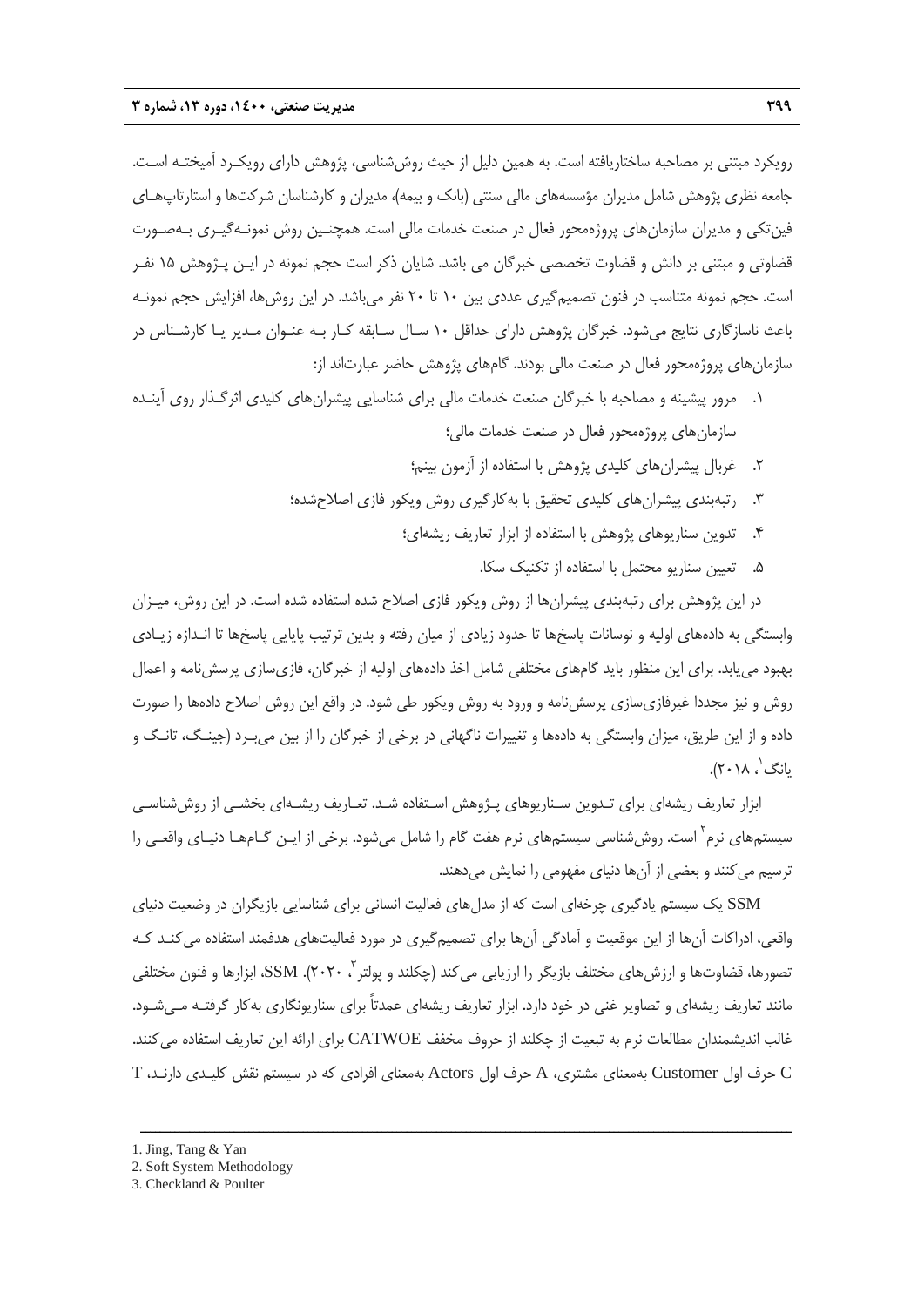رویکرد مبتنی بر مصاحبه ساختاریافته است. به همین دلیل از حیث روش‌شناسی، پژوهش دارای رویکرد آمیخته است. جامعه نظری پژوهش شامل مدیران مؤسسه‌های مالی سنتی (بانک و بیمه)، مدیران و کارشناسان شرکت‌ها و استارتاپ‌های فین‌تکی و مدیران سازمان‌های پروژه‌محور فعال در صنعت خدمات مالی است. همچنین روش نمونه‌گیری به‌صورت قضاوتی و مبتنی بر دانش و قضاوت تخصصی خبرگان می باشد. شایان ذکر است حجم نمونه در این پژوهش ۱۵ نفر است. حجم نمونه متناسب در فنون تصمیم‌گیری عددی بین ۱۰ تا ۲۰ نفر می‌باشد. در این روش‌ها، افزایش حجم نمونه باعث ناسازگاری نتایج می‌شود. خبرگان پژوهش دارای حداقل ۱۰ سال سابقه کار به عنوان مدیر یا کارشناس در سازمان‌های پروژه‌محور فعال در صنعت مالی بودند. گام‌های پژوهش حاضر عبارت‌اند از:

۱. مرور پیشینه و مصاحبه با خبرگان صنعت خدمات مالی برای شناسایی پیشران‌های کلیدی اثرگذار روی آینده سازمان‌های پروژه‌محور فعال در صنعت خدمات مالی؛
۲. غربال پیشران‌های کلیدی پژوهش با استفاده از آزمون بینم؛
۳. رتبه‌بندی پیشران‌های کلیدی تحقیق با به‌کارگیری روش ویکور فازی اصلاح‌شده؛
۴. تدوین سناریوهای پژوهش با استفاده از ابزار تعاریف ریشه‌ای؛
۵. تعیین سناریو محتمل با استفاده از تکنیک سکا.

در این پژوهش برای رتبه‌بندی پیشران‌ها از روش ویکور فازی اصلاح شده استفاده شده است. در این روش، میزان وابستگی به داده‌های اولیه و نوسانات پاسخ‌ها تا حدود زیادی از میان رفته و بدین ترتیب پایایی پاسخ‌ها تا اندازه زیادی بهبود می‌یابد. برای این منظور باید گام‌های مختلفی شامل اخذ داده‌های اولیه از خبرگان، فازی‌سازی پرسش‌نامه و اعمال روش و نیز مجددا غیرفازی‌سازی پرسش‌نامه و ورود به روش ویکور طی شود. در واقع این روش اصلاح داده‌ها را صورت داده و از این طریق، میزان وابستگی به داده‌ها و تغییرات ناگهانی در برخی از خبرگان را از بین می‌برد (جینگ، تانگ و یانگ[1]، ۲۰۱۸).

ابزار تعاریف ریشه‌ای برای تدوین سناریوهای پژوهش استفاده شد. تعاریف ریشه‌ای بخشی از روش‌شناسی سیستم‌های نرم[2] است. روش‌شناسی سیستم‌های نرم هفت گام را شامل می‌شود. برخی از این گام‌ها دنیای واقعی را ترسیم می‌کنند و بعضی از آن‌ها دنیای مفهومی را نمایش می‌دهند.

SSM یک سیستم یادگیری چرخه‌ای است که از مدل‌های فعالیت انسانی برای شناسایی بازیگران در وضعیت دنیای واقعی، ادراکات آن‌ها از این موقعیت و آمادگی آن‌ها برای تصمیم‌گیری در مورد فعالیت‌های هدفمند استفاده می‌کند که تصورها، قضاوت‌ها و ارزش‌های مختلف بازیگر را ارزیابی می‌کند (چکلند و پولتر[3]، ۲۰۲۰). SSM، ابزارها و فنون مختلفی مانند تعاریف ریشه‌ای و تصاویر غنی در خود دارد. ابزار تعاریف ریشه‌ای عمدتاً برای سناریونگاری به‌کار گرفته می‌شود. غالب اندیشمندان مطالعات نرم به تبعیت از چکلند از حروف مخفف CATWOE برای ارائه این تعاریف استفاده می‌کنند. C حرف اول Customer به‌معنای مشتری، A حرف اول Actors به‌معنای افرادی که در سیستم نقش کلیدی دارند، T

---

1. Jing, Tang & Yan
2. Soft System Methodology
3. Checkland & Poulter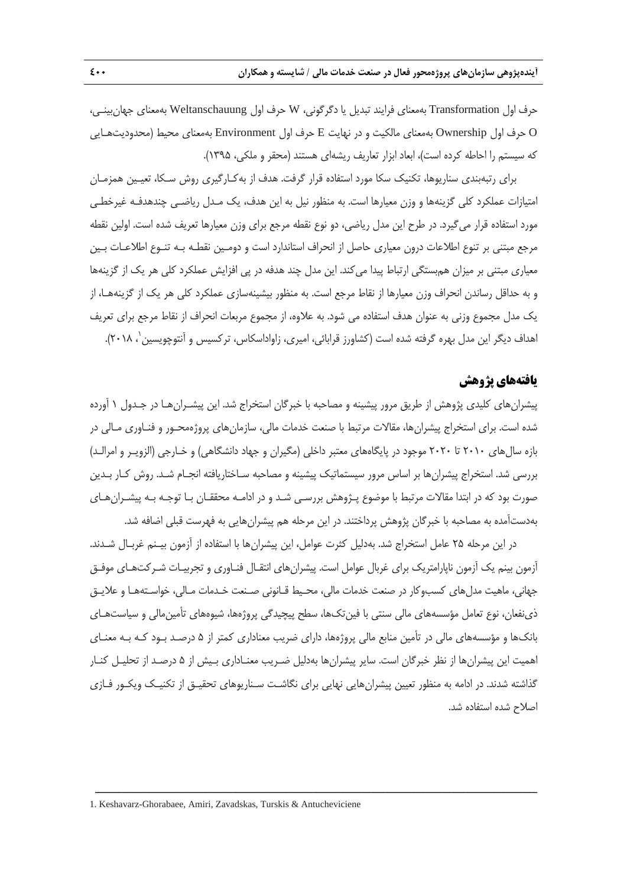حرف اول Transformation به‌معنای فرایند تبدیل یا دگرگونی، W حرف اول Weltanschauung به‌معنای جهان‌بینـی، O حرف اول Ownership به‌معنای مالکیت و در نهایت E حرف اول Environment به‌معنای محیط (محدودیت‌هـایی که سیستم را احاطه کرده است)، ابعاد ابزار تعاریف ریشه‌ای هستند (محقر و ملکی، ۱۳۹۵).

برای رتبه‌بندی سناریوها، تکنیک سکا مورد استفاده قرار گرفت. هدف از به‌کـارگیری روش سـکا، تعیـین همزمـان امتیازات عملکرد کلی گزینه‌ها و وزن معیارها است. به منظور نیل به این هدف، یک مـدل ریاضـی چندهدفـه غیرخطـی مورد استفاده قرار می‌گیرد. در طرح این مدل ریاضی، دو نوع نقطه مرجع برای وزن معیارها تعریف شده است. اولین نقطه مرجع مبتنی بر تنوع اطلاعات درون معیاری حاصل از انحراف استاندارد است و دومـین نقطـه بـه تنـوع اطلاعـات بـین معیاری مبتنی بر میزان همبستگی ارتباط پیدا می‌کند. این مدل چند هدفه در پی افزایش عملکرد کلی هر یک از گزینه‌ها و به حداقل رساندن انحراف وزن معیارها از نقاط مرجع است. به منظور بیشینه‌سازی عملکرد کلی هر یک از گزینه‌هـا، از یک مدل مجموع وزنی به عنوان هدف استفاده می شود. به علاوه، از مجموع مربعات انحراف از نقاط مرجع برای تعریف اهداف دیگر این مدل بهره گرفته شده است (کشاورز قرابائی، امیری، زاواداسکاس، ترکسیس و آنتوچویسین[1]، ۲۰۱۸).

## یافته‌های پژوهش

پیشران‌های کلیدی پژوهش از طریق مرور پیشینه و مصاحبه با خبرگان استخراج شد. این پیشـران‌هـا در جـدول ۱ آورده شده است. برای استخراج پیشران‌ها، مقالات مرتبط با صنعت خدمات مالی، سازمان‌های پروژه‌محـور و فنـاوری مـالی در بازه سال‌های ۲۰۱۰ تا ۲۰۲۰ موجود در پایگاه‌های معتبر داخلی (مگیران و جهاد دانشگاهی) و خـارجی (الزویـر و امرالـد) بررسی شد. استخراج پیشران‌ها بر اساس مرور سیستماتیک پیشینه و مصاحبه سـاختاریافته انجـام شـد. روش کـار بـدین صورت بود که در ابتدا مقالات مرتبط با موضوع پـژوهش بررسـی شـد و در ادامـه محققـان بـا توجـه بـه پیشـران‌هـای به‌دست‌آمده به مصاحبه با خبرگان پژوهش پرداختند. در این مرحله هم پیشران‌هایی به فهرست قبلی اضافه شد.

در این مرحله ۲۵ عامل استخراج شد. به‌دلیل کثرت عوامل، این پیشران‌ها با استفاده از آزمون بیـنم غربـال شـدند. آزمون بینم یک آزمون ناپارامتریک برای غربال عوامل است. پیشران‌های انتقـال فنـاوری و تجربیـات شـرکت‌هـای موفـق جهانی، ماهیت مدل‌های کسب‌وکار در صنعت خدمات مالی، محـیط قـانونی صـنعت خـدمات مـالی، خواسـته‌هـا و علایـق ذی‌نفعان، نوع تعامل مؤسسه‌های مالی سنتی با فین‌تک‌ها، سطح پیچیدگی پروژه‌ها، شیوه‌های تأمین‌مالی و سیاسـت‌هـای بانک‌ها و مؤسسه‌های مالی در تأمین منابع مالی پروژه‌ها، دارای ضریب معناداری کمتر از ۵ درصـد بـود کـه بـه معنـای اهمیت این پیشران‌ها از نظر خبرگان است. سایر پیشران‌ها به‌دلیل ضـریب معنـاداری بـیش از ۵ درصـد از تحلیـل کنـار گذاشته شدند. در ادامه به منظور تعیین پیشران‌هایی نهایی برای نگاشـت سـناریوهای تحقیـق از تکنیـک ویکـور فـازی اصلاح شده استفاده شد.

---

1. Keshavarz-Ghorabaee, Amiri, Zavadskas, Turskis & Antucheviciene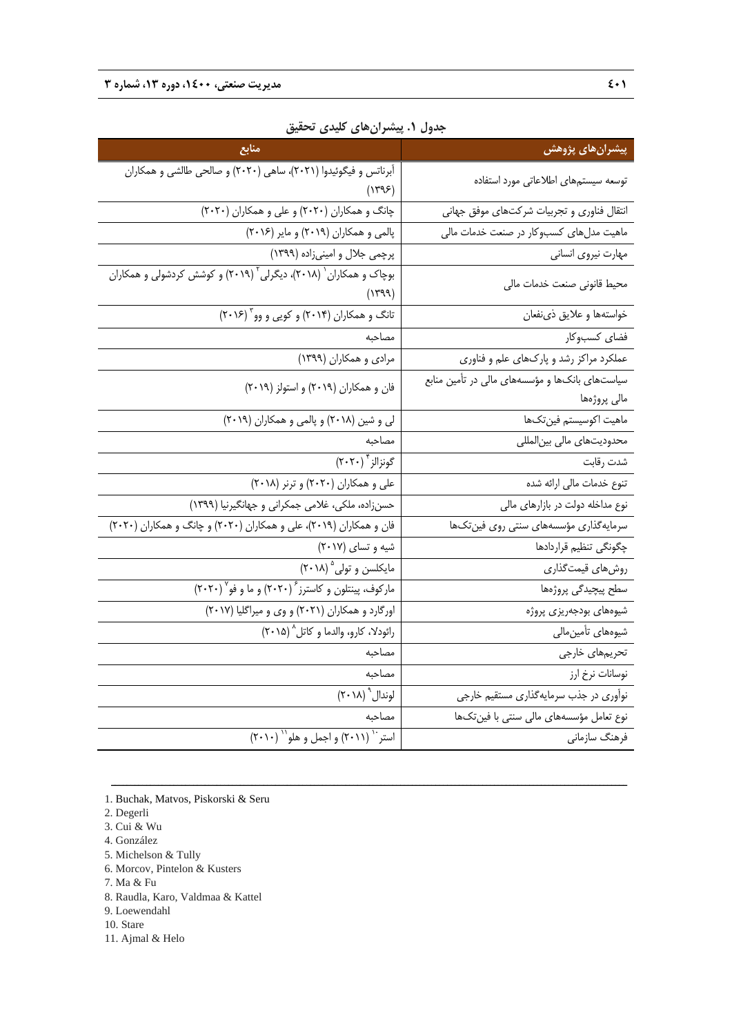**جدول ۱. پیشران‌های کلیدی تحقیق**

| پیشران‌های پژوهش | منابع |
|---|---|
| توسعه سیستم‌های اطلاعاتی مورد استفاده | آبرناتس و فیگوئیدوا (۲۰۲۱)، ساهی (۲۰۲۰) و صالحی طالشی و همکاران (۱۳۹۶) |
| انتقال فناوری و تجربیات شرکت‌های موفق جهانی | چانگ و همکاران (۲۰۲۰) و علی و همکاران (۲۰۲۰) |
| ماهیت مدل‌های کسب‌وکار در صنعت خدمات مالی | پالمی و همکاران (۲۰۱۹) و مایر (۲۰۱۶) |
| مهارت نیروی انسانی | پرچمی جلال و امینی‌زاده (۱۳۹۹) |
| محیط قانونی صنعت خدمات مالی | بوچاک و همکاران[1] (۲۰۱۸)، دیگرلی[2] (۲۰۱۹) و کوشش کردشولی و همکاران (۱۳۹۹) |
| خواسته‌ها و علایق ذی‌نفعان | تانگ و همکاران (۲۰۱۴) و کویی و وو[3] (۲۰۱۶) |
| فضای کسب‌وکار | مصاحبه |
| عملکرد مراکز رشد و پارک‌های علم و فناوری | مرادی و همکاران (۱۳۹۹) |
| سیاست‌های بانک‌ها و مؤسسه‌های مالی در تأمین منابع مالی پروژه‌ها | فان و همکاران (۲۰۱۹) و استولز (۲۰۱۹) |
| ماهیت اکوسیستم فین‌تک‌ها | لی و شین (۲۰۱۸) و پالمی و همکاران (۲۰۱۹) |
| محدودیت‌های مالی بین‌المللی | مصاحبه |
| شدت رقابت | گونزالز[4] (۲۰۲۰) |
| تنوع خدمات مالی ارائه شده | علی و همکاران (۲۰۲۰) و ترنر (۲۰۱۸) |
| نوع مداخله دولت در بازارهای مالی | حسن‌زاده، ملکی، غلامی جمکرانی و جهانگیرنیا (۱۳۹۹) |
| سرمایه‌گذاری مؤسسه‌های سنتی روی فین‌تک‌ها | فان و همکاران (۲۰۱۹)، علی و همکاران (۲۰۲۰) و چانگ و همکاران (۲۰۲۰) |
| چگونگی تنظیم قراردادها | شیه و تسای (۲۰۱۷) |
| روش‌های قیمت‌گذاری | مایکلسن و تولی[5] (۲۰۱۸) |
| سطح پیچیدگی پروژه‌ها | مارکوف، پینتلون و کاسترز[6] (۲۰۲۰) و ما و فو[7] (۲۰۲۰) |
| شیوه‌های بودجه‌ریزی پروژه | اورگارد و همکاران (۲۰۲۱) و وی و میراگلیا (۲۰۱۷) |
| شیوه‌های تأمین‌مالی | رائودلا، کارو، والدما و کاتل[8] (۲۰۱۵) |
| تحریم‌های خارجی | مصاحبه |
| نوسانات نرخ ارز | مصاحبه |
| نوآوری در جذب سرمایه‌گذاری مستقیم خارجی | لوندال[9] (۲۰۱۸) |
| نوع تعامل مؤسسه‌های مالی سنتی با فین‌تک‌ها | مصاحبه |
| فرهنگ سازمانی | استر[10] (۲۰۱۱) و اجمل و هلو[11] (۲۰۱۰) |

---

1. Buchak, Matvos, Piskorski & Seru
2. Degerli
3. Cui & Wu
4. González
5. Michelson & Tully
6. Morcov, Pintelon & Kusters
7. Ma & Fu
8. Raudla, Karo, Valdmaa & Kattel
9. Loewendahl
10. Stare
11. Ajmal & Helo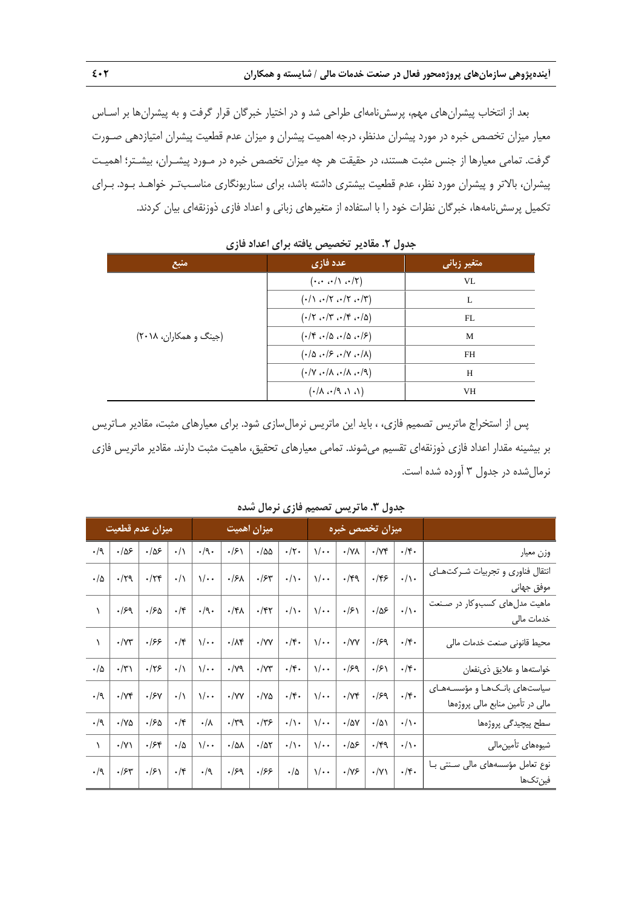بعد از انتخاب پیشران‌های مهم، پرسش‌نامه‌ای طراحی شد و در اختیار خبرگان قرار گرفت و به پیشران‌ها بر اساس معیار میزان تخصص خبره در مورد پیشران مدنظر، درجه اهمیت پیشران و میزان عدم قطعیت پیشران امتیازدهی صورت گرفت. تمامی معیارها از جنس مثبت هستند، در حقیقت هر چه میزان تخصص خبره در مورد پیشران، بیشتر؛ اهمیت پیشران، بالاتر و پیشران مورد نظر، عدم قطعیت بیشتری داشته باشد، برای سناریونگاری مناسب‌تر خواهد بود. برای تکمیل پرسش‌نامه‌ها، خبرگان نظرات خود را با استفاده از متغیرهای زبانی و اعداد فازی ذوزنقه‌ای بیان کردند.

**جدول ۲. مقادیر تخصیص یافته برای اعداد فازی**

| متغیر زبانی | عدد فازی | منبع |
|---|---|---|
| VL | (۰، ۰، ۰/۱، ۰/۲) | (جینگ و همکاران، ۲۰۱۸) |
| L | (۰/۱، ۰/۲، ۰/۲، ۰/۳) | |
| FL | (۰/۲، ۰/۳، ۰/۴، ۰/۵) | |
| M | (۰/۴، ۰/۵، ۰/۵، ۰/۶) | |
| FH | (۰/۵، ۰/۶، ۰/۷، ۰/۸) | |
| H | (۰/۷، ۰/۸، ۰/۸، ۰/۹) | |
| VH | (۰/۸، ۰/۹، ۱، ۱) | |

پس از استخراج ماتریس تصمیم فازی، ، باید این ماتریس نرمال‌سازی شود. برای معیارهای مثبت، مقادیر ماتریس بر بیشینه مقدار اعداد فازی ذوزنقه‌ای تقسیم می‌شوند. تمامی معیارهای تحقیق، ماهیت مثبت دارند. مقادیر ماتریس فازی نرمال‌شده در جدول ۳ آورده شده است.

**جدول ۳. ماتریس تصمیم فازی نرمال شده**

| | میزان تخصص خبره | | | | میزان اهمیت | | | | میزان عدم قطعیت | | | |
|---|---|---|---|---|---|---|---|---|---|---|---|---|
| وزن معیار | ۰/۴۰ | ۰/۷۴ | ۰/۷۸ | ۱/۰۰ | ۰/۲۰ | ۰/۵۵ | ۰/۶۱ | ۰/۹۰ | ۰/۱ | ۰/۵۶ | ۰/۵۶ | ۰/۹ |
| انتقال فناوری و تجربیات شرکت‌های موفق جهانی | ۰/۱۰ | ۰/۴۶ | ۰/۴۹ | ۱/۰۰ | ۰/۱۰ | ۰/۶۳ | ۰/۶۸ | ۱/۰۰ | ۰/۱ | ۰/۲۴ | ۰/۲۹ | ۰/۵ |
| ماهیت مدل‌های کسب‌وکار در صنعت خدمات مالی | ۰/۱۰ | ۰/۵۶ | ۰/۶۱ | ۱/۰۰ | ۰/۱۰ | ۰/۴۲ | ۰/۴۸ | ۰/۹۰ | ۰/۴ | ۰/۶۵ | ۰/۶۹ | ۱ |
| محیط قانونی صنعت خدمات مالی | ۰/۴۰ | ۰/۶۹ | ۰/۷۷ | ۱/۰۰ | ۰/۴۰ | ۰/۷۷ | ۰/۸۴ | ۱/۰۰ | ۰/۴ | ۰/۶۶ | ۰/۷۳ | ۱ |
| خواسته‌ها و علایق ذی‌نفعان | ۰/۴۰ | ۰/۶۱ | ۰/۶۹ | ۱/۰۰ | ۰/۴۰ | ۰/۷۳ | ۰/۷۹ | ۱/۰۰ | ۰/۱ | ۰/۲۶ | ۰/۳۱ | ۰/۵ |
| سیاست‌های بانک‌ها و مؤسسه‌های مالی در تأمین منابع مالی پروژه‌ها | ۰/۴۰ | ۰/۶۹ | ۰/۷۴ | ۱/۰۰ | ۰/۴۰ | ۰/۷۵ | ۰/۷۷ | ۱/۰۰ | ۰/۱ | ۰/۶۷ | ۰/۷۴ | ۰/۹ |
| سطح پیچیدگی پروژه‌ها | ۰/۱۰ | ۰/۵۱ | ۰/۵۷ | ۱/۰۰ | ۰/۱۰ | ۰/۳۶ | ۰/۳۹ | ۰/۸ | ۰/۴ | ۰/۶۵ | ۰/۷۵ | ۰/۹ |
| شیوه‌های تأمین‌مالی | ۰/۱۰ | ۰/۴۹ | ۰/۵۶ | ۱/۰۰ | ۰/۱۰ | ۰/۵۲ | ۰/۵۸ | ۱/۰۰ | ۰/۵ | ۰/۶۴ | ۰/۷۱ | ۱ |
| نوع تعامل مؤسسه‌های مالی سنتی با فین‌تک‌ها | ۰/۴۰ | ۰/۷۱ | ۰/۷۶ | ۱/۰۰ | ۰/۵ | ۰/۶۶ | ۰/۶۹ | ۰/۹ | ۰/۴ | ۰/۶۱ | ۰/۶۳ | ۰/۹ |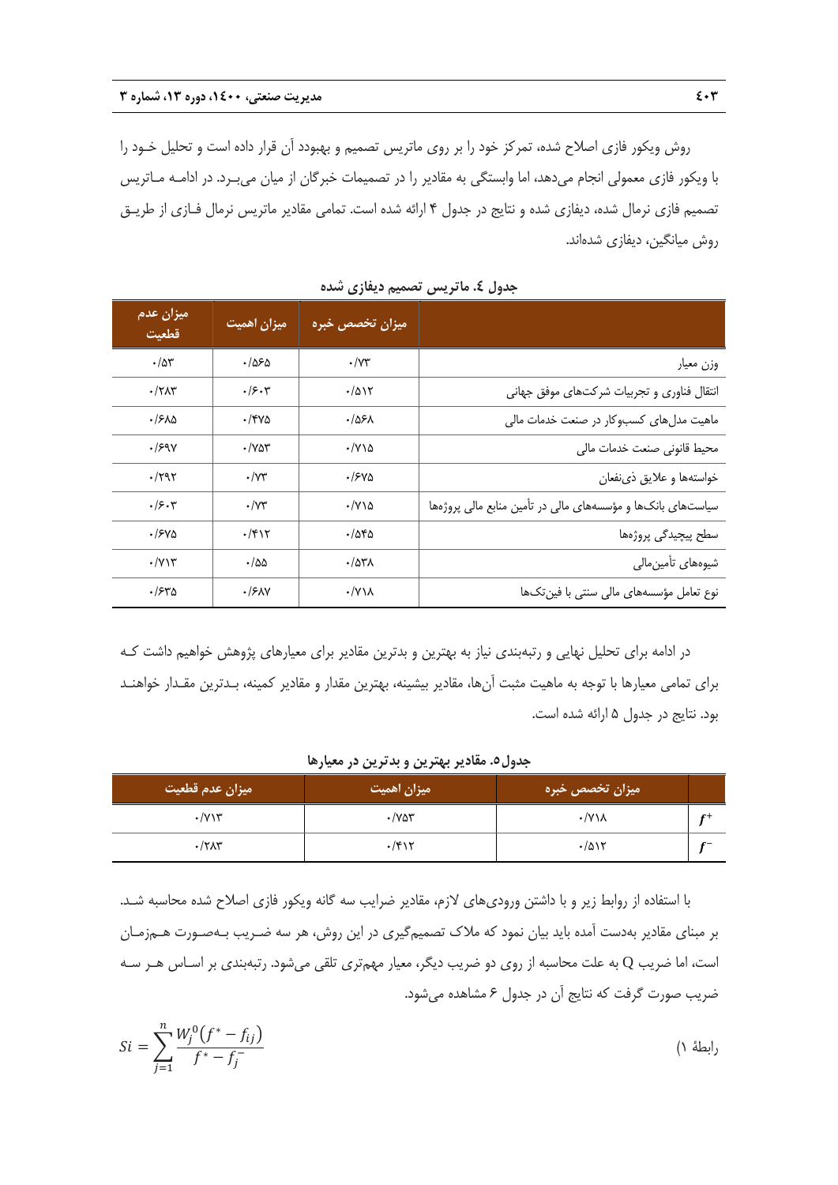روش ویکور فازی اصلاح شده، تمرکز خود را بر روی ماتریس تصمیم و بهبود آن قرار داده است و تحلیل خـود را با ویکور فازی معمولی انجام می‌دهد، اما وابستگی به مقادیر را در تصمیمات خبرگان از میان می‌بـرد. در ادامـه مـاتریس تصمیم فازی نرمال شده، دیفازی شده و نتایج در جدول ۴ ارائه شده است. تمامی مقادیر ماتریس نرمال فـازی از طریـق روش میانگین، دیفازی شده‌اند.

**جدول ٤. ماتریس تصمیم دیفازی شده**

| | میزان تخصص خبره | میزان اهمیت | میزان عدم قطعیت |
|---|---|---|---|
| وزن معیار | ۰/۷۳ | ۰/۵۶۵ | ۰/۵۳ |
| انتقال فناوری و تجربیات شرکت‌های موفق جهانی | ۰/۵۱۲ | ۰/۶۰۳ | ۰/۲۸۳ |
| ماهیت مدل‌های کسب‌وکار در صنعت خدمات مالی | ۰/۵۶۸ | ۰/۴۷۵ | ۰/۶۸۵ |
| محیط قانونی صنعت خدمات مالی | ۰/۷۱۵ | ۰/۷۵۳ | ۰/۶۹۷ |
| خواسته‌ها و علایق ذی‌نفعان | ۰/۶۷۵ | ۰/۷۳ | ۰/۲۹۲ |
| سیاست‌های بانک‌ها و مؤسسه‌های مالی در تأمین منابع مالی پروژه‌ها | ۰/۷۱۵ | ۰/۷۳ | ۰/۶۰۳ |
| سطح پیچیدگی پروژه‌ها | ۰/۵۴۵ | ۰/۴۱۲ | ۰/۶۷۵ |
| شیوه‌های تأمین‌مالی | ۰/۵۳۸ | ۰/۵۵ | ۰/۷۱۳ |
| نوع تعامل مؤسسه‌های مالی سنتی با فین‌تک‌ها | ۰/۷۱۸ | ۰/۶۸۷ | ۰/۶۳۵ |

در ادامه برای تحلیل نهایی و رتبه‌بندی نیاز به بهترین و بدترین مقادیر برای معیارهای پژوهش خواهیم داشت کـه برای تمامی معیارها با توجه به ماهیت مثبت آن‌ها، مقادیر بیشینه، بهترین مقدار و مقادیر کمینه، بـدترین مقـدار خواهنـد بود. نتایج در جدول ۵ ارائه شده است.

**جدول ۵. مقادیر بهترین و بدترین در معیارها**

| | میزان تخصص خبره | میزان اهمیت | میزان عدم قطعیت |
|---|---|---|---|
| $f^{+}$ | ۰/۷۱۸ | ۰/۷۵۳ | ۰/۷۱۳ |
| $f^{-}$ | ۰/۵۱۲ | ۰/۴۱۲ | ۰/۲۸۳ |

با استفاده از روابط زیر و با داشتن ورودی‌های لازم، مقادیر ضرایب سه گانه ویکور فازی اصلاح شده محاسبه شـد. بر مبنای مقادیر به‌دست آمده باید بیان نمود که ملاک تصمیم‌گیری در این روش، هر سه ضـریب بـه‌صـورت هـم‌زمـان است، اما ضریب Q به علت محاسبه از روی دو ضریب دیگر، معیار مهم‌تری تلقی می‌شود. رتبه‌بندی بر اسـاس هـر سـه ضریب صورت گرفت که نتایج آن در جدول ۶ مشاهده می‌شود.

$$Si = \sum_{j=1}^{n} \frac{W_j^0 (f^* - f_{ij})}{f^* - f_j^-} \quad \text{(رابطهٔ ۱)}$$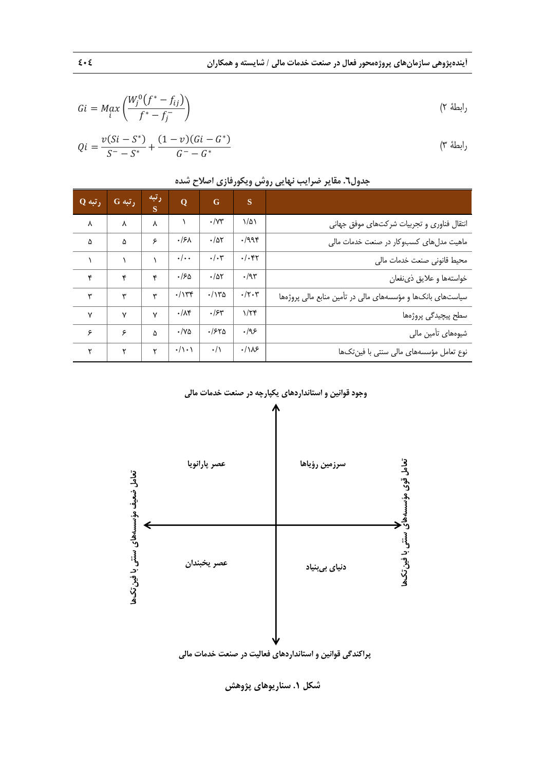$$Gi = \underset{i}{Max}\left(\frac{W_j^0\left(f^* - f_{ij}\right)}{f^* - f_j^-}\right)$$ رابطهٔ ۲

$$Qi = \frac{v(Si - S^*)}{S^- - S^*} + \frac{(1-v)(Gi - G^*)}{G^- - G^*}$$ رابطهٔ ۳

**جدول٦. مقایر ضرایب نهایی روش ویکورفازی اصلاح شده**

| | S | G | Q | رتبه S | رتبه G | رتبه Q |
|---|---|---|---|---|---|---|
| انتقال فناوری و تجربیات شرکت‌های موفق جهانی | ۱/۵۱ | ۰/۷۳ | ۱ | ۸ | ۸ | ۸ |
| ماهیت مدل‌های کسب‌وکار در صنعت خدمات مالی | ۰/۹۹۴ | ۰/۵۲ | ۰/۶۸ | ۶ | ۵ | ۵ |
| محیط قانونی صنعت خدمات مالی | ۰/۰۴۲ | ۰/۰۳ | ۰/۰۰ | ۱ | ۱ | ۱ |
| خواسته‌ها و علایق ذی‌نفعان | ۰/۹۳ | ۰/۵۲ | ۰/۶۵ | ۴ | ۴ | ۴ |
| سیاست‌های بانک‌ها و مؤسسه‌های مالی در تأمین منابع مالی پروژه‌ها | ۰/۲۰۳ | ۰/۱۳۵ | ۰/۱۳۴ | ۳ | ۳ | ۳ |
| سطح پیچیدگی پروژه‌ها | ۱/۲۴ | ۰/۶۳ | ۰/۸۴ | ۷ | ۷ | ۷ |
| شیوه‌های تأمین مالی | ۰/۹۶ | ۰/۶۲۵ | ۰/۷۵ | ۵ | ۶ | ۶ |
| نوع تعامل مؤسسه‌های مالی سنتی با فین‌تک‌ها | ۰/۱۸۶ | ۰/۱ | ۰/۱۰۱ | ۲ | ۲ | ۲ |

وجود قوانین و استانداردهای یکپارچه در صنعت خدمات مالی

عصر پارانویا

سرزمین رؤیاها

تعامل ضعیف مؤسسه‌های سنتی با فین‌تک‌ها

تعامل قوی مؤسسه‌های سنتی با فین‌تک‌ها

عصر یخبندان

دنیای بی‌بنیاد

پراکندگی قوانین و استانداردهای فعالیت در صنعت خدمات مالی

**شکل ۱. سناریوهای پژوهش**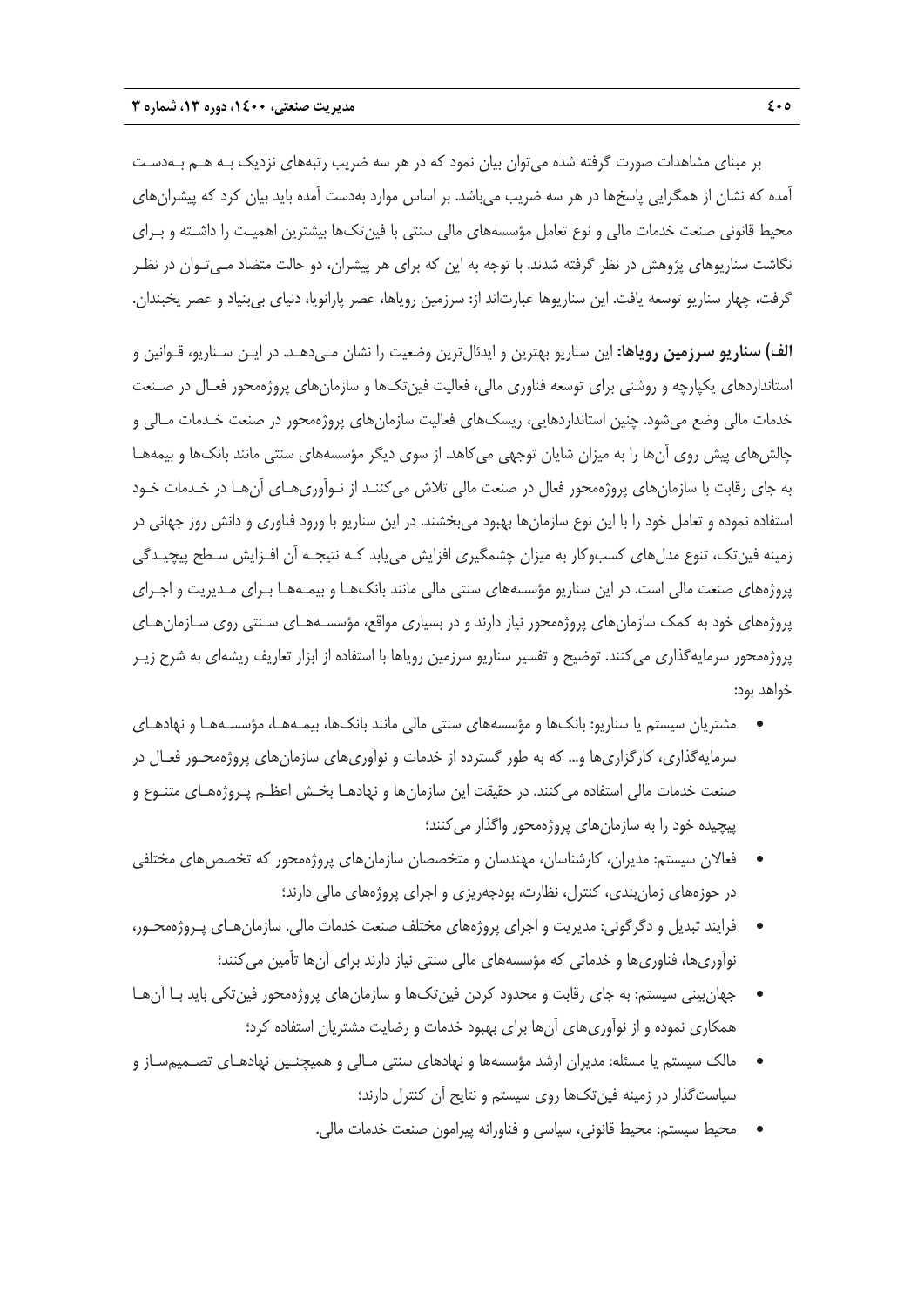بر مبنای مشاهدات صورت گرفته شده می‌توان بیان نمود که در هر سه ضریب رتبه‌های نزدیک بـه هـم بـه‌دسـت آمده که نشان از همگرایی پاسخ‌ها در هر سه ضریب می‌باشد. بر اساس موارد به‌دست آمده باید بیان کرد که پیشران‌های محیط قانونی صنعت خدمات مالی و نوع تعامل مؤسسه‌های مالی سنتی با فین‌تک‌ها بیشترین اهمیـت را داشـته و بـرای نگاشت سناریوهای پژوهش در نظر گرفته شدند. با توجه به این که برای هر پیشران، دو حالت متضاد مـی‌تـوان در نظـر گرفت، چهار سناریو توسعه یافت. این سناریوها عبارت‌اند از: سرزمین رویاها، عصر پارانویا، دنیای بی‌بنیاد و عصر یخبندان.

**الف) سناریو سرزمین رویاها:** این سناریو بهترین و ایدئال‌ترین وضعیت را نشان مـی‌دهـد. در ایـن سـناریو، قـوانین و استانداردهای یکپارچه و روشنی برای توسعه فناوری مالی، فعالیت فین‌تک‌ها و سازمان‌های پروژه‌محور فعـال در صـنعت خدمات مالی وضع می‌شود. چنین استانداردهایی، ریسک‌های فعالیت سازمان‌های پروژه‌محور در صنعت خـدمات مـالی و چالش‌های پیش روی آن‌ها را به میزان شایان توجهی می‌کاهد. از سوی دیگر مؤسسه‌های سنتی مانند بانک‌ها و بیمه‌هـا به جای رقابت با سازمان‌های پروژه‌محور فعال در صنعت مالی تلاش می‌کننـد از نـوآوری‌هـای آن‌هـا در خـدمات خـود استفاده نموده و تعامل خود را با این نوع سازمان‌ها بهبود می‌بخشند. در این سناریو با ورود فناوری و دانش روز جهانی در زمینه فین‌تک، تنوع مدل‌های کسب‌وکار به میزان چشمگیری افزایش می‌یابد کـه نتیجـه آن افـزایش سـطح پیچیـدگی پروژه‌های صنعت مالی است. در این سناریو مؤسسه‌های سنتی مالی مانند بانک‌هـا و بیمـه‌هـا بـرای مـدیریت و اجـرای پروژه‌های خود به کمک سازمان‌های پروژه‌محور نیاز دارند و در بسیاری مواقع، مؤسسـه‌هـای سـنتی روی سـازمان‌هـای پروژه‌محور سرمایه‌گذاری می‌کنند. توضیح و تفسیر سناریو سرزمین رویاها با استفاده از ابزار تعاریف ریشه‌ای به شرح زیـر خواهد بود:

- مشتریان سیستم یا سناریو: بانک‌ها و مؤسسه‌های سنتی مالی مانند بانک‌ها، بیمـه‌هـا، مؤسسـه‌هـا و نهادهـای سرمایه‌گذاری، کارگزاری‌ها و... که به طور گسترده از خدمات و نوآوری‌های سازمان‌های پروژه‌محـور فعـال در صنعت خدمات مالی استفاده می‌کنند. در حقیقت این سازمان‌ها و نهادهـا بخـش اعظـم پـروژه‌هـای متنـوع و پیچیده خود را به سازمان‌های پروژه‌محور واگذار می‌کنند؛
- فعالان سیستم: مدیران، کارشناسان، مهندسان و متخصصان سازمان‌های پروژه‌محور که تخصص‌های مختلفی در حوزه‌های زمان‌بندی، کنترل، نظارت، بودجه‌ریزی و اجرای پروژه‌های مالی دارند؛
- فرایند تبدیل و دگرگونی: مدیریت و اجرای پروژه‌های مختلف صنعت خدمات مالی. سازمان‌هـای پـروژه‌محـور، نوآوری‌ها، فناوری‌ها و خدماتی که مؤسسه‌های مالی سنتی نیاز دارند برای آن‌ها تأمین می‌کنند؛
- جهان‌بینی سیستم: به جای رقابت و محدود کردن فین‌تک‌ها و سازمان‌های پروژه‌محور فین‌تکی باید بـا آن‌هـا همکاری نموده و از نوآوری‌های آن‌ها برای بهبود خدمات و رضایت مشتریان استفاده کرد؛
- مالک سیستم یا مسئله: مدیران ارشد مؤسسه‌ها و نهادهای سنتی مـالی و همچنـین نهادهـای تصـمیم‌سـاز و سیاست‌گذار در زمینه فین‌تک‌ها روی سیستم و نتایج آن کنترل دارند؛
- محیط سیستم: محیط قانونی، سیاسی و فناورانه پیرامون صنعت خدمات مالی.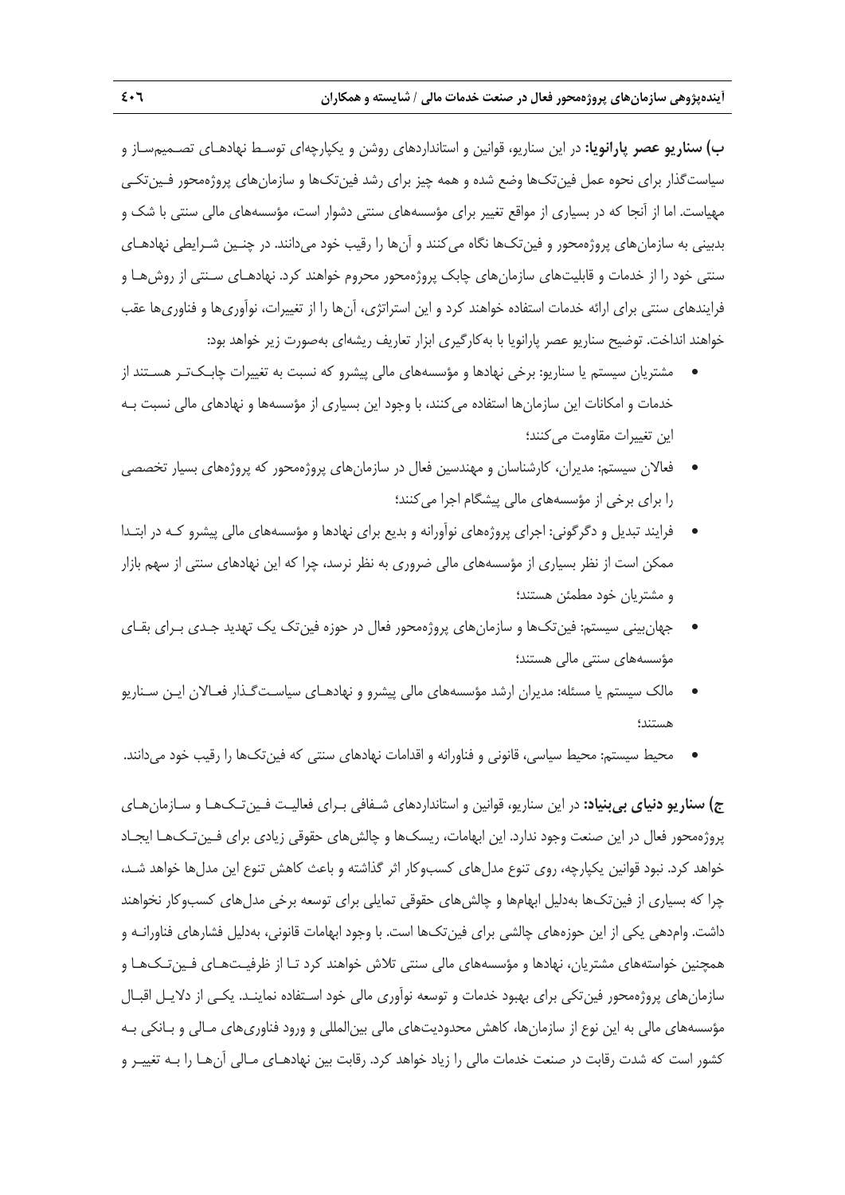**ب) سناریو عصر پارانویا:** در این سناریو، قوانین و استانداردهای روشن و یکپارچه‌ای توسط نهادهای تصمیم‌ساز و سیاست‌گذار برای نحوه عمل فین‌تک‌ها وضع شده و همه چیز برای رشد فین‌تک‌ها و سازمان‌های پروژه‌محور فین‌تکی مهیاست. اما از آنجا که در بسیاری از مواقع تغییر برای مؤسسه‌های سنتی دشوار است، مؤسسه‌های مالی سنتی با شک و بدبینی به سازمان‌های پروژه‌محور و فین‌تک‌ها نگاه می‌کنند و آن‌ها را رقیب خود می‌دانند. در چنین شرایطی نهادهای سنتی خود را از خدمات و قابلیت‌های سازمان‌های چابک پروژه‌محور محروم خواهند کرد. نهادهای سنتی از روش‌ها و فرایندهای سنتی برای ارائه خدمات استفاده خواهند کرد و این استراتژی، آن‌ها را از تغییرات، نوآوری‌ها و فناوری‌ها عقب خواهند انداخت. توضیح سناریو عصر پارانویا با به‌کارگیری ابزار تعاریف ریشه‌ای به‌صورت زیر خواهد بود:

- مشتریان سیستم یا سناریو: برخی نهادها و مؤسسه‌های مالی پیشرو که نسبت به تغییرات چابک‌تر هستند از خدمات و امکانات این سازمان‌ها استفاده می‌کنند، با وجود این بسیاری از مؤسسه‌ها و نهادهای مالی نسبت به این تغییرات مقاومت می‌کنند؛
- فعالان سیستم: مدیران، کارشناسان و مهندسین فعال در سازمان‌های پروژه‌محور که پروژه‌های بسیار تخصصی را برای برخی از مؤسسه‌های مالی پیشگام اجرا می‌کنند؛
- فرایند تبدیل و دگرگونی: اجرای پروژه‌های نوآورانه و بدیع برای نهادها و مؤسسه‌های مالی پیشرو که در ابتدا ممکن است از نظر بسیاری از مؤسسه‌های مالی ضروری به نظر نرسد، چرا که این نهادهای سنتی از سهم بازار و مشتریان خود مطمئن هستند؛
- جهان‌بینی سیستم: فین‌تک‌ها و سازمان‌های پروژه‌محور فعال در حوزه فین‌تک یک تهدید جدی برای بقای مؤسسه‌های سنتی مالی هستند؛
- مالک سیستم یا مسئله: مدیران ارشد مؤسسه‌های مالی پیشرو و نهادهای سیاست‌گذار فعالان این سناریو هستند؛
- محیط سیستم: محیط سیاسی، قانونی و فناورانه و اقدامات نهادهای سنتی که فین‌تک‌ها را رقیب خود می‌دانند.

**ج) سناریو دنیای بی‌بنیاد:** در این سناریو، قوانین و استانداردهای شفافی برای فعالیت فین‌تک‌ها و سازمان‌های پروژه‌محور فعال در این صنعت وجود ندارد. این ابهامات، ریسک‌ها و چالش‌های حقوقی زیادی برای فین‌تک‌ها ایجاد خواهد کرد. نبود قوانین یکپارچه، روی تنوع مدل‌های کسب‌وکار اثر گذاشته و باعث کاهش تنوع این مدل‌ها خواهد شد، چرا که بسیاری از فین‌تک‌ها به‌دلیل ابهام‌ها و چالش‌های حقوقی تمایلی برای توسعه برخی مدل‌های کسب‌وکار نخواهند داشت. وام‌دهی یکی از این حوزه‌های چالشی برای فین‌تک‌ها است. با وجود ابهامات قانونی، به‌دلیل فشارهای فناورانه و همچنین خواسته‌های مشتریان، نهادها و مؤسسه‌های مالی سنتی تلاش خواهند کرد تا از ظرفیت‌های فین‌تک‌ها و سازمان‌های پروژه‌محور فین‌تکی برای بهبود خدمات و توسعه نوآوری مالی خود استفاده نمایند. یکی از دلایل اقبال مؤسسه‌های مالی به این نوع از سازمان‌ها، کاهش محدودیت‌های مالی بین‌المللی و ورود فناوری‌های مالی و بانکی به کشور است که شدت رقابت در صنعت خدمات مالی را زیاد خواهد کرد. رقابت بین نهادهای مالی آن‌ها را به تغییر و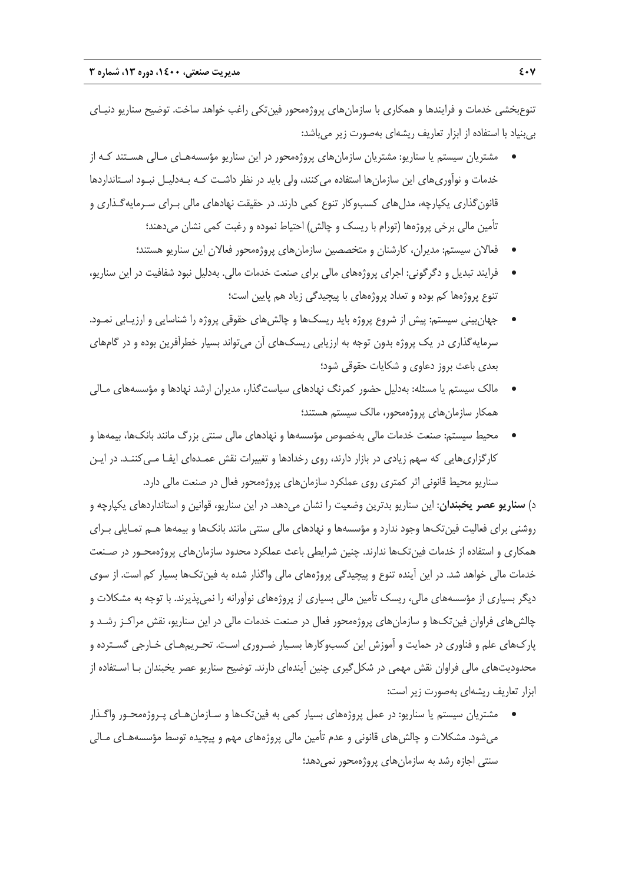تنوع‌بخشی خدمات و فرایندها و همکاری با سازمان‌های پروژه‌محور فین‌تکی راغب خواهد ساخت. توضیح سناریو دنیای بی‌بنیاد با استفاده از ابزار تعاریف ریشه‌ای به‌صورت زیر می‌باشد:

- مشتریان سیستم یا سناریو: مشتریان سازمان‌های پروژه‌محور در این سناریو مؤسسه‌های مالی هستند که از خدمات و نوآوری‌های این سازمان‌ها استفاده می‌کنند، ولی باید در نظر داشت که به‌دلیل نبود استانداردها قانون‌گذاری یکپارچه، مدل‌های کسب‌وکار تنوع کمی دارند. در حقیقت نهادهای مالی برای سرمایه‌گذاری و تأمین مالی برخی پروژه‌ها (تورام با ریسک و چالش) احتیاط نموده و رغبت کمی نشان می‌دهند؛
- فعالان سیستم: مدیران، کارشنان و متخصصین سازمان‌های پروژه‌محور فعالان این سناریو هستند؛
- فرایند تبدیل و دگرگونی: اجرای پروژه‌های مالی برای صنعت خدمات مالی. به‌دلیل نبود شفافیت در این سناریو، تنوع پروژه‌ها کم بوده و تعداد پروژه‌های با پیچیدگی زیاد هم پایین است؛
- جهان‌بینی سیستم: پیش از شروع پروژه باید ریسک‌ها و چالش‌های حقوقی پروژه را شناسایی و ارزیابی نمود. سرمایه‌گذاری در یک پروژه بدون توجه به ارزیابی ریسک‌های آن می‌تواند بسیار خطرآفرین بوده و در گام‌های بعدی باعث بروز دعاوی و شکایات حقوقی شود؛
- مالک سیستم یا مسئله: به‌دلیل حضور کمرنگ نهادهای سیاست‌گذار، مدیران ارشد نهادها و مؤسسه‌های مالی همکار سازمان‌های پروژه‌محور، مالک سیستم هستند؛
- محیط سیستم: صنعت خدمات مالی به‌خصوص مؤسسه‌ها و نهادهای مالی سنتی بزرگ مانند بانک‌ها، بیمه‌ها و کارگزاری‌هایی که سهم زیادی در بازار دارند، روی رخدادها و تغییرات نقش عمده‌ای ایفا می‌کنند. در این سناریو محیط قانونی اثر کمتری روی عملکرد سازمان‌های پروژه‌محور فعال در صنعت مالی دارد.

د) **سناریو عصر یخبندان:** این سناریو بدترین وضعیت را نشان می‌دهد. در این سناریو، قوانین و استانداردهای یکپارچه و روشنی برای فعالیت فین‌تک‌ها وجود ندارد و مؤسسه‌ها و نهادهای مالی سنتی مانند بانک‌ها و بیمه‌ها هم تمایلی برای همکاری و استفاده از خدمات فین‌تک‌ها ندارند. چنین شرایطی باعث عملکرد محدود سازمان‌های پروژه‌محور در صنعت خدمات مالی خواهد شد. در این آینده تنوع و پیچیدگی پروژه‌های مالی واگذار شده به فین‌تک‌ها بسیار کم است. از سوی دیگر بسیاری از مؤسسه‌های مالی، ریسک تأمین مالی بسیاری از پروژه‌های نوآورانه را نمی‌پذیرند. با توجه به مشکلات و چالش‌های فراوان فین‌تک‌ها و سازمان‌های پروژه‌محور فعال در صنعت خدمات مالی در این سناریو، نقش مراکز رشد و پارک‌های علم و فناوری در حمایت و آموزش این کسب‌وکارها بسیار ضروری است. تحریم‌های خارجی گسترده و محدودیت‌های مالی فراوان نقش مهمی در شکل‌گیری چنین آینده‌ای دارند. توضیح سناریو عصر یخبندان با استفاده از ابزار تعاریف ریشه‌ای به‌صورت زیر است:

- مشتریان سیستم یا سناریو: در عمل پروژه‌های بسیار کمی به فین‌تک‌ها و سازمان‌های پروژه‌محور واگذار می‌شود. مشکلات و چالش‌های قانونی و عدم تأمین مالی پروژه‌های مهم و پیچیده توسط مؤسسه‌های مالی سنتی اجازه رشد به سازمان‌های پروژه‌محور نمی‌دهد؛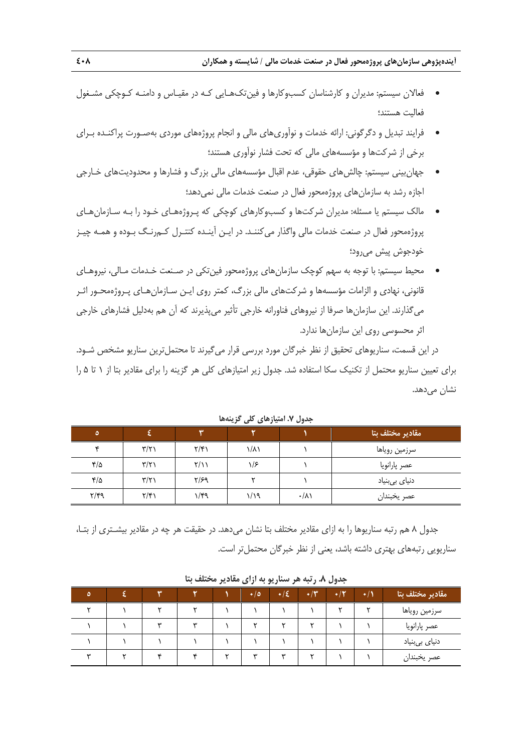- فعالان سیستم: مدیران و کارشناسان کسب‌وکارها و فین‌تک‌هایی که در مقیاس و دامنه کوچکی مشغول فعالیت هستند؛
- فرایند تبدیل و دگرگونی: ارائه خدمات و نوآوری‌های مالی و انجام پروژه‌های موردی به‌صورت پراکنده برای برخی از شرکت‌ها و مؤسسه‌های مالی که تحت فشار نوآوری هستند؛
- جهان‌بینی سیستم: چالش‌های حقوقی، عدم اقبال مؤسسه‌های مالی بزرگ و فشارها و محدودیت‌های خارجی اجازه رشد به سازمان‌های پروژه‌محور فعال در صنعت خدمات مالی نمی‌دهد؛
- مالک سیستم یا مسئله: مدیران شرکت‌ها و کسب‌وکارهای کوچکی که پروژه‌های خود را به سازمان‌های پروژه‌محور فعال در صنعت خدمات مالی واگذار می‌کنند. در این آینده کنترل کم‌رنگ بوده و همه چیز خودجوش پیش می‌رود؛
- محیط سیستم: با توجه به سهم کوچک سازمان‌های پروژه‌محور فین‌تکی در صنعت خدمات مالی، نیروهای قانونی، نهادی و الزامات مؤسسه‌ها و شرکت‌های مالی بزرگ، کمتر روی این سازمان‌های پروژه‌محور اثر می‌گذارند. این سازمان‌ها صرفا از نیروهای فناورانه خارجی تأثیر می‌پذیرند که آن هم به‌دلیل فشارهای خارجی اثر محسوسی روی این سازمان‌ها ندارد.

در این قسمت، سناریوهای تحقیق از نظر خبرگان مورد بررسی قرار می‌گیرند تا محتمل‌ترین سناریو مشخص شود. برای تعیین سناریو محتمل از تکنیک سکا استفاده شد. جدول زیر امتیازهای کلی هر گزینه را برای مقادیر بتا از ۱ تا ۵ را نشان می‌دهد.

**جدول ۷. امتیازهای کلی گزینه‌ها**

| مقادیر مختلف بتا | ۱ | ۲ | ۳ | ٤ | ٥ |
|---|---|---|---|---|---|
| سرزمین رویاها | ۱ | ۱/۸۱ | ۲/۴۱ | ۳/۲۱ | ۴ |
| عصر پارانویا | ۱ | ۱/۶ | ۲/۱۱ | ۳/۲۱ | ۴/۵ |
| دنیای بی‌بنیاد | ۱ | ۲ | ۲/۶۹ | ۳/۲۱ | ۴/۵ |
| عصر یخبندان | ۰/۸۱ | ۱/۱۹ | ۱/۴۹ | ۲/۴۱ | ۲/۴۹ |

جدول ۸ هم رتبه سناریوها را به ازای مقادیر مختلف بتا نشان می‌دهد. در حقیقت هر چه در مقادیر بیشتری از بتا، سناریویی رتبه‌های بهتری داشته باشد، یعنی از نظر خبرگان محتمل‌تر است.

**جدول ۸. رتبه هر سناریو به ازای مقادیر مختلف بتا**

| مقادیر مختلف بتا | ۰/۱ | ۰/۲ | ۰/۳ | ۰/٤ | ۰/٥ | ۱ | ۲ | ۳ | ٤ | ٥ |
|---|---|---|---|---|---|---|---|---|---|---|
| سرزمین رویاها | ۲ | ۲ | ۱ | ۱ | ۱ | ۱ | ۲ | ۲ | ۱ | ۲ |
| عصر پارانویا | ۱ | ۱ | ۲ | ۲ | ۲ | ۱ | ۳ | ۳ | ۱ | ۱ |
| دنیای بی‌بنیاد | ۱ | ۱ | ۱ | ۱ | ۱ | ۱ | ۱ | ۱ | ۱ | ۱ |
| عصر یخبندان | ۱ | ۱ | ۲ | ۳ | ۳ | ۲ | ۴ | ۴ | ۲ | ۳ |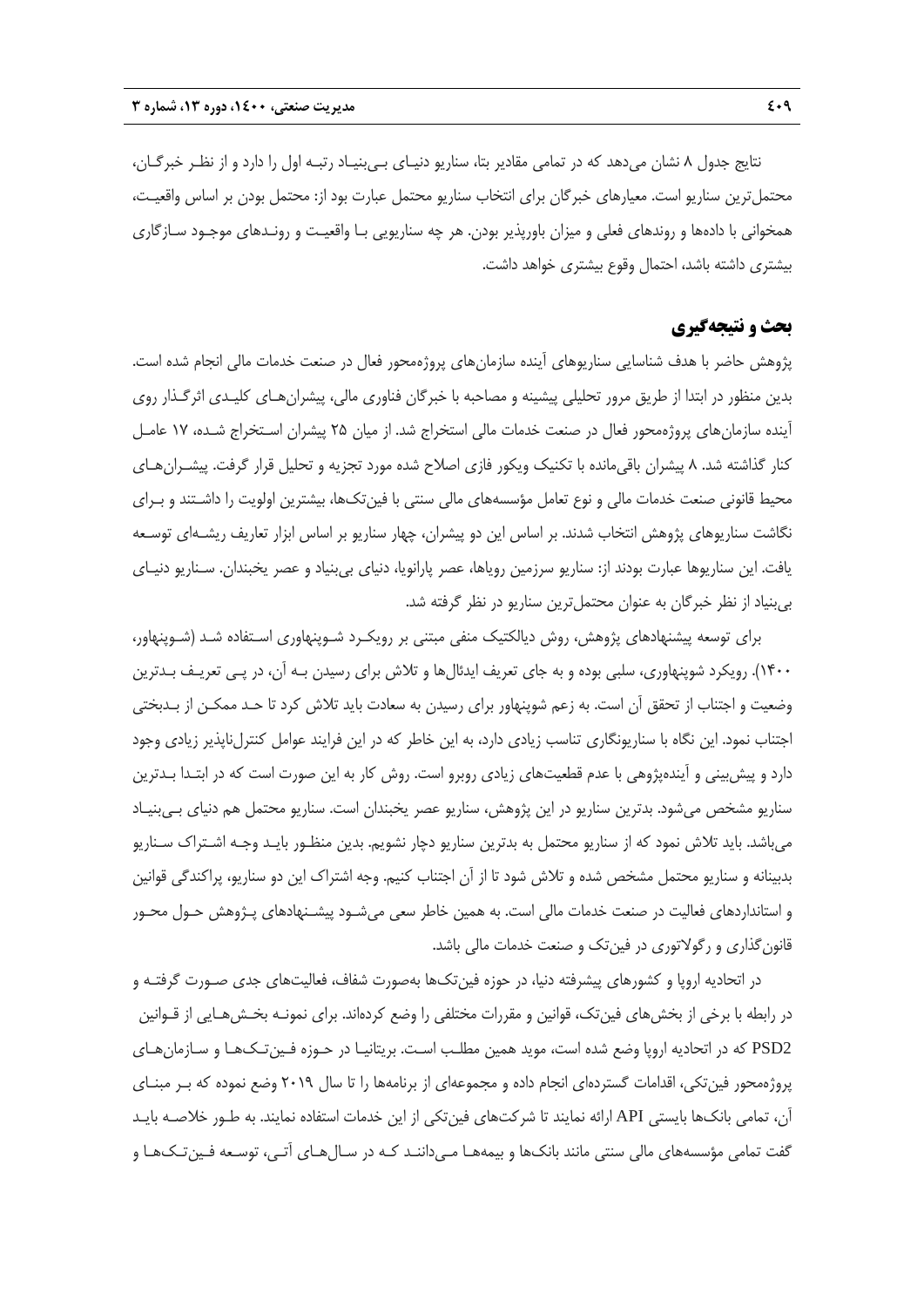نتایج جدول ۸ نشان می‌دهد که در تمامی مقادیر بتا، سناریو دنیای بی‌بنیاد رتبه اول را دارد و از نظر خبرگان، محتمل‌ترین سناریو است. معیارهای خبرگان برای انتخاب سناریو محتمل عبارت بود از: محتمل بودن بر اساس واقعیت، همخوانی با داده‌ها و روندهای فعلی و میزان باورپذیر بودن. هر چه سناریویی با واقعیت و روندهای موجود سازگاری بیشتری داشته باشد، احتمال وقوع بیشتری خواهد داشت.

## بحث و نتیجه‌گیری

پژوهش حاضر با هدف شناسایی سناریوهای آینده سازمان‌های پروژه‌محور فعال در صنعت خدمات مالی انجام شده است. بدین منظور در ابتدا از طریق مرور تحلیلی پیشینه و مصاحبه با خبرگان فناوری مالی، پیشران‌های کلیدی اثرگذار روی آینده سازمان‌های پروژه‌محور فعال در صنعت خدمات مالی استخراج شد. از میان ۲۵ پیشران استخراج شده، ۱۷ عامل کنار گذاشته شد. ۸ پیشران باقی‌مانده با تکنیک ویکور فازی اصلاح شده مورد تجزیه و تحلیل قرار گرفت. پیشران‌های محیط قانونی صنعت خدمات مالی و نوع تعامل مؤسسه‌های مالی سنتی با فین‌تک‌ها، بیشترین اولویت را داشتند و برای نگاشت سناریوهای پژوهش انتخاب شدند. بر اساس این دو پیشران، چهار سناریو بر اساس ابزار تعاریف ریشه‌ای توسعه یافت. این سناریوها عبارت بودند از: سناریو سرزمین رویاها، عصر پارانویا، دنیای بی‌بنیاد و عصر یخبندان. سناریو دنیای بی‌بنیاد از نظر خبرگان به عنوان محتمل‌ترین سناریو در نظر گرفته شد.

برای توسعه پیشنهادهای پژوهش، روش دیالکتیک منفی مبتنی بر رویکرد شوپنهاوری استفاده شد (شوپنهاور، ۱۴۰۰). رویکرد شوپنهاوری، سلبی بوده و به جای تعریف ایدئال‌ها و تلاش برای رسیدن به آن، در پی تعریف بدترین وضعیت و اجتناب از تحقق آن است. به زعم شوپنهاور برای رسیدن به سعادت باید تلاش کرد تا حد ممکن از بدبختی اجتناب نمود. این نگاه با سناریونگاری تناسب زیادی دارد، به این خاطر که در این فرایند عوامل کنترل‌ناپذیر زیادی وجود دارد و پیش‌بینی و آینده‌پژوهی با عدم قطعیت‌های زیادی روبرو است. روش کار به این صورت است که در ابتدا بدترین سناریو مشخص می‌شود. بدترین سناریو در این پژوهش، سناریو عصر یخبندان است. سناریو محتمل هم دنیای بی‌بنیاد می‌باشد. باید تلاش نمود که از سناریو محتمل به بدترین سناریو دچار نشویم. بدین منظور باید وجه اشتراک سناریو بدبینانه و سناریو محتمل مشخص شده و تلاش شود تا از آن اجتناب کنیم. وجه اشتراک این دو سناریو، پراکندگی قوانین و استانداردهای فعالیت در صنعت خدمات مالی است. به همین خاطر سعی می‌شود پیشنهادهای پژوهش حول محور قانون‌گذاری و رگولاتوری در فین‌تک و صنعت خدمات مالی باشد.

در اتحادیه اروپا و کشورهای پیشرفته دنیا، در حوزه فین‌تک‌ها به‌صورت شفاف، فعالیت‌های جدی صورت گرفته و در رابطه با برخی از بخش‌های فین‌تک، قوانین و مقررات مختلفی را وضع کرده‌اند. برای نمونه بخش‌هایی از قوانین PSD2 که در اتحادیه اروپا وضع شده است، موید همین مطلب است. بریتانیا در حوزه فین‌تک‌ها و سازمان‌های پروژه‌محور فین‌تکی، اقدامات گسترده‌ای انجام داده و مجموعه‌ای از برنامه‌ها را تا سال ۲۰۱۹ وضع نموده که بر مبنای آن، تمامی بانک‌ها بایستی API ارائه نمایند تا شرکت‌های فین‌تکی از این خدمات استفاده نمایند. به طور خلاصه باید گفت تمامی مؤسسه‌های مالی سنتی مانند بانک‌ها و بیمه‌ها می‌دانند که در سال‌های آتی، توسعه فین‌تک‌ها و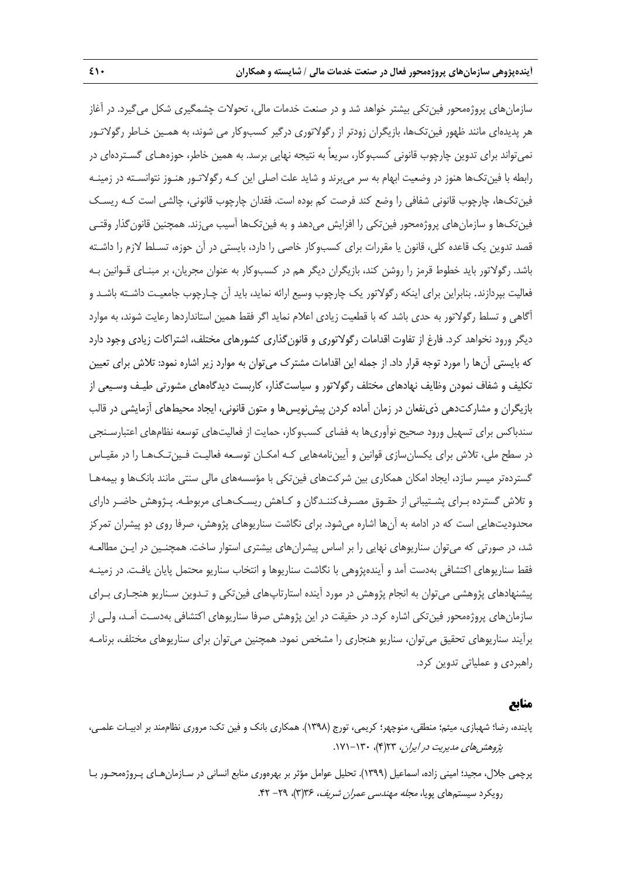سازمان‌های پروژه‌محور فین‌تکی بیشتر خواهد شد و در صنعت خدمات مالی، تحولات چشمگیری شکل می‌گیرد. در آغاز هر پدیده‌ای مانند ظهور فین‌تک‌ها، بازیگران زودتر از رگولاتوری درگیر کسب‌وکار می شوند، به همین خاطر رگولاتور نمی‌تواند برای تدوین چارچوب قانونی کسب‌وکار، سریعاً به نتیجه نهایی برسد. به همین خاطر، حوزه‌های گسترده‌ای در رابطه با فین‌تک‌ها هنوز در وضعیت ابهام به سر می‌برند و شاید علت اصلی این که رگولاتور هنوز نتوانسته در زمینه فین‌تک‌ها، چارچوب قانونی شفافی را وضع کند فرصت کم بوده است. فقدان چارچوب قانونی، چالشی است که ریسک فین‌تک‌ها و سازمان‌های پروژه‌محور فین‌تکی را افزایش می‌دهد و به فین‌تک‌ها آسیب می‌زند. همچنین قانون‌گذار وقتی قصد تدوین یک قاعده کلی، قانون یا مقررات برای کسب‌وکار خاصی را دارد، بایستی در آن حوزه، تسلط لازم را داشته باشد. رگولاتور باید خطوط قرمز را روشن کند، بازیگران دیگر هم در کسب‌وکار به عنوان مجریان، بر مبنای قوانین به فعالیت بپردازند. بنابراین برای اینکه رگولاتور یک چارچوب وسیع ارائه نماید، باید آن چارچوب جامعیت داشته باشد و آگاهی و تسلط رگولاتور به حدی باشد که با قطعیت زیادی اعلام نماید اگر فقط همین استانداردها رعایت شوند، به موارد دیگر ورود نخواهد کرد. فارغ از تفاوت اقدامات رگولاتوری و قانون‌گذاری کشورهای مختلف، اشتراکات زیادی وجود دارد که بایستی آن‌ها را مورد توجه قرار داد. از جمله این اقدامات مشترک می‌توان به موارد زیر اشاره نمود: تلاش برای تعیین تکلیف و شفاف نمودن وظایف نهادهای مختلف رگولاتور و سیاست‌گذار، کاربست دیدگاه‌های مشورتی طیف وسیعی از بازیگران و مشارکت‌دهی ذی‌نفعان در زمان آماده کردن پیش‌نویس‌ها و متون قانونی، ایجاد محیط‌های آزمایشی در قالب سندباکس برای تسهیل ورود صحیح نوآوری‌ها به فضای کسب‌وکار، حمایت از فعالیت‌های توسعه نظام‌های اعتبارسنجی در سطح ملی، تلاش برای یکسان‌سازی قوانین و آیین‌نامه‌هایی که امکان توسعه فعالیت فین‌تک‌ها را در مقیاس گسترده‌تر میسر سازد، ایجاد امکان همکاری بین شرکت‌های فین‌تکی با مؤسسه‌های مالی سنتی مانند بانک‌ها و بیمه‌ها و تلاش گسترده برای پشتیبانی از حقوق مصرف‌کنندگان و کاهش ریسک‌های مربوطه. پژوهش حاضر دارای محدودیت‌هایی است که در ادامه به آن‌ها اشاره می‌شود. برای نگاشت سناریوهای پژوهش، صرفا روی دو پیشران تمرکز شد، در صورتی که می‌توان سناریوهای نهایی را بر اساس پیشران‌های بیشتری استوار ساخت. همچنین در این مطالعه فقط سناریوهای اکتشافی به‌دست آمد و آینده‌پژوهی با نگاشت سناریوها و انتخاب سناریو محتمل پایان یافت. در زمینه پیشنهادهای پژوهشی می‌توان به انجام پژوهش در مورد آینده استارتاپ‌های فین‌تکی و تدوین سناریو هنجاری برای سازمان‌های پروژه‌محور فین‌تکی اشاره کرد. در حقیقت در این پژوهش صرفا سناریوهای اکتشافی به‌دست آمد، ولی از برآیند سناریوهای تحقیق می‌توان، سناریو هنجاری را مشخص نمود. همچنین می‌توان برای سناریوهای مختلف، برنامه راهبردی و عملیاتی تدوین کرد.

## منابع

پاینده، رضا؛ شهبازی، میثم؛ منطقی، منوچهر؛ کریمی، تورج (۱۳۹۸). همکاری بانک و فین تک: مروری نظام‌مند بر ادبیات علمی، *پژوهش‌های مدیریت در ایران*، ۲۳(۴)، ۱۳۰-۱۷۱.

پرچمی جلال، مجید؛ امینی زاده، اسماعیل (۱۳۹۹). تحلیل عوامل مؤثر بر بهره‌وری منابع انسانی در سازمان‌های پروژه‌محور با رویکرد سیستم‌های پویا، *مجله مهندسی عمران شریف*، ۳۶(۳)، ۲۹- ۴۲.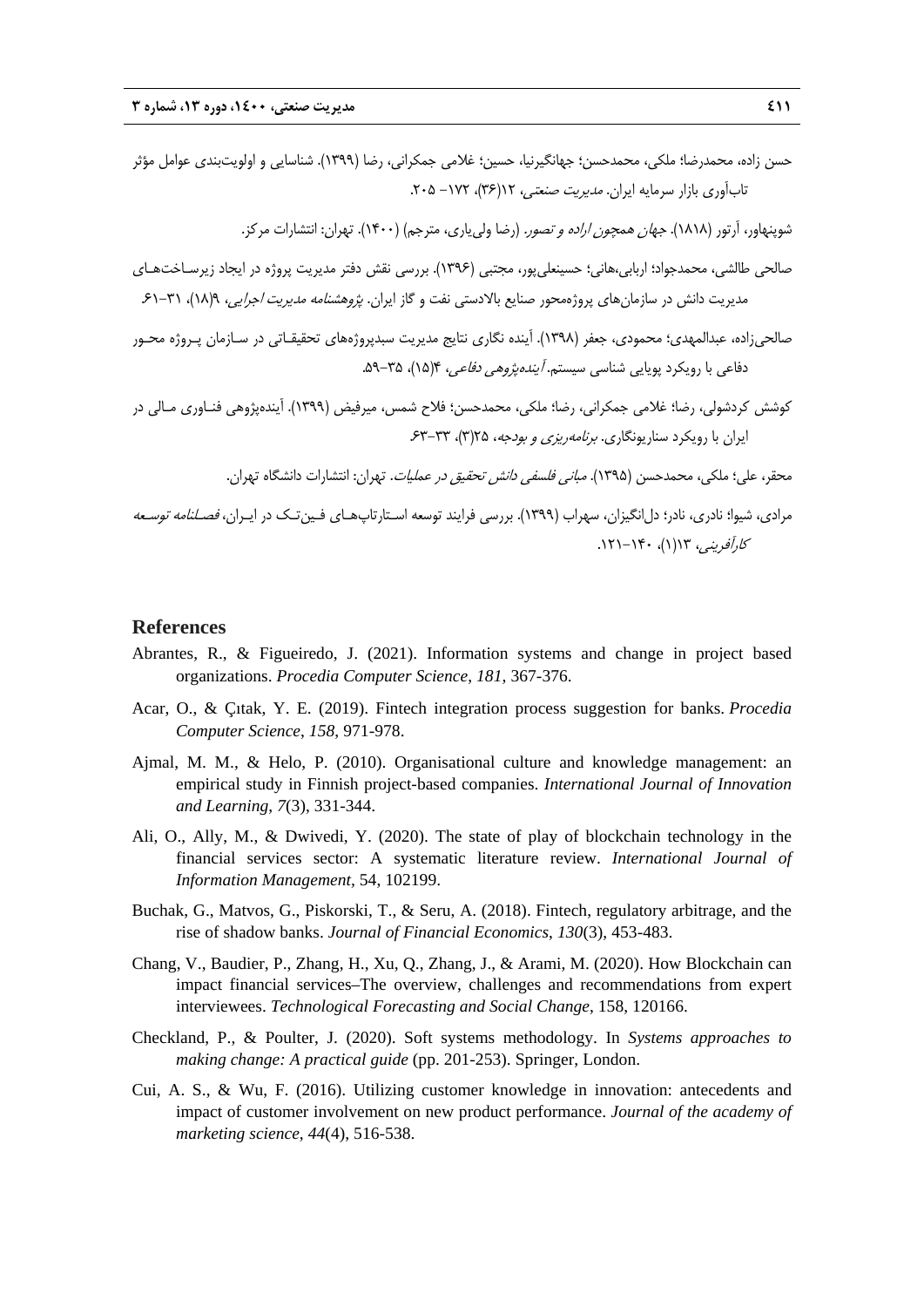حسن زاده، محمدرضا؛ ملکی، محمدحسن؛ جهانگیرنیا، حسین؛ غلامی جمکرانی، رضا (۱۳۹۹). شناسایی و اولویت‌بندی عوامل مؤثر تاب‌آوری بازار سرمایه ایران. *مدیریت صنعتی*، ۱۲(۳۶)، ۱۷۲- ۲۰۵.

شوپنهاور، آرتور (۱۸۱۸). *جهان همچون اراده و تصور*. (رضا ولی‌یاری، مترجم) (۱۴۰۰). تهران: انتشارات مرکز.

صالحی طالشی، محمدجواد؛ اربابی،هانی؛ حسینعلی‌پور، مجتبی (۱۳۹۶). بررسی نقش دفتر مدیریت پروژه در ایجاد زیرساخت‌های مدیریت دانش در سازمان‌های پروژه‌محور صنایع بالادستی نفت و گاز ایران. *پژوهشنامه مدیریت اجرایی*، ۹(۱۸)، ۳۱-۶۱.

صالحی‌زاده، عبدالمهدی؛ محمودی، جعفر (۱۳۹۸). آینده نگاری نتایج مدیریت سبدپروژه‌های تحقیقاتی در سازمان پروژه محور دفاعی با رویکرد پویایی شناسی سیستم. *آینده‌پژوهی دفاعی*، ۴(۱۵)، ۳۵-۵۹.

کوشش کردشولی، رضا؛ غلامی جمکرانی، رضا؛ ملکی، محمدحسن؛ فلاح شمس، میرفیض (۱۳۹۹). آینده‌پژوهی فناوری مالی در ایران با رویکرد سناریونگاری. *برنامه‌ریزی و بودجه*، ۲۵(۳)، ۳۳-۶۳.

محقر، علی؛ ملکی، محمدحسن (۱۳۹۵). *مبانی فلسفی دانش تحقیق در عملیات*. تهران: انتشارات دانشگاه تهران.

مرادی، شیوا؛ نادری، نادر؛ دل‌انگیزان، سهراب (۱۳۹۹). بررسی فرایند توسعه استارتاپ‌های فین‌تک در ایران، *فصلنامه توسعه کارآفرینی*، ۱۳(۱)، ۱۴۰-۱۲۱.

## References

Abrantes, R., & Figueiredo, J. (2021). Information systems and change in project based organizations. *Procedia Computer Science*, *181*, 367-376.

Acar, O., & Çıtak, Y. E. (2019). Fintech integration process suggestion for banks. *Procedia Computer Science*, *158*, 971-978.

Ajmal, M. M., & Helo, P. (2010). Organisational culture and knowledge management: an empirical study in Finnish project-based companies. *International Journal of Innovation and Learning*, *7*(3), 331-344.

Ali, O., Ally, M., & Dwivedi, Y. (2020). The state of play of blockchain technology in the financial services sector: A systematic literature review. *International Journal of Information Management,* 54, 102199.

Buchak, G., Matvos, G., Piskorski, T., & Seru, A. (2018). Fintech, regulatory arbitrage, and the rise of shadow banks. *Journal of Financial Economics*, *130*(3), 453-483.

Chang, V., Baudier, P., Zhang, H., Xu, Q., Zhang, J., & Arami, M. (2020). How Blockchain can impact financial services–The overview, challenges and recommendations from expert interviewees. *Technological Forecasting and Social Change*, 158, 120166.

Checkland, P., & Poulter, J. (2020). Soft systems methodology. In *Systems approaches to making change: A practical guide* (pp. 201-253). Springer, London.

Cui, A. S., & Wu, F. (2016). Utilizing customer knowledge in innovation: antecedents and impact of customer involvement on new product performance. *Journal of the academy of marketing science*, *44*(4), 516-538.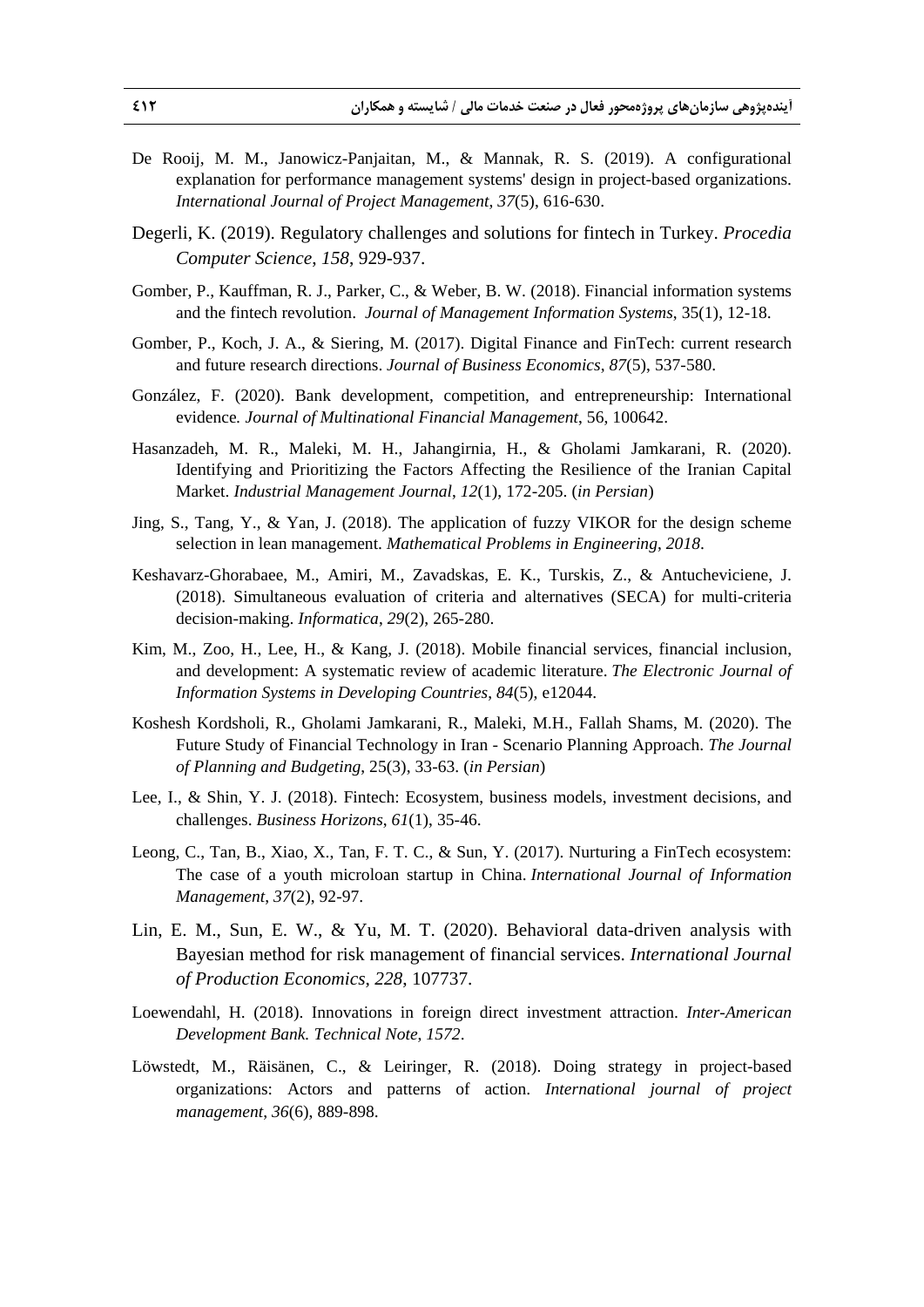De Rooij, M. M., Janowicz-Panjaitan, M., & Mannak, R. S. (2019). A configurational explanation for performance management systems' design in project-based organizations. *International Journal of Project Management*, *37*(5), 616-630.

Degerli, K. (2019). Regulatory challenges and solutions for fintech in Turkey. *Procedia Computer Science*, *158*, 929-937.

Gomber, P., Kauffman, R. J., Parker, C., & Weber, B. W. (2018). Financial information systems and the fintech revolution. *Journal of Management Information Systems*, 35(1), 12-18.

Gomber, P., Koch, J. A., & Siering, M. (2017). Digital Finance and FinTech: current research and future research directions. *Journal of Business Economics*, *87*(5), 537-580.

González, F. (2020). Bank development, competition, and entrepreneurship: International evidence*. Journal of Multinational Financial Management*, 56, 100642.

Hasanzadeh, M. R., Maleki, M. H., Jahangirnia, H., & Gholami Jamkarani, R. (2020). Identifying and Prioritizing the Factors Affecting the Resilience of the Iranian Capital Market. *Industrial Management Journal*, *12*(1), 172-205. (*in Persian*)

Jing, S., Tang, Y., & Yan, J. (2018). The application of fuzzy VIKOR for the design scheme selection in lean management. *Mathematical Problems in Engineering*, *2018*.

Keshavarz-Ghorabaee, M., Amiri, M., Zavadskas, E. K., Turskis, Z., & Antucheviciene, J. (2018). Simultaneous evaluation of criteria and alternatives (SECA) for multi-criteria decision-making. *Informatica*, *29*(2), 265-280.

Kim, M., Zoo, H., Lee, H., & Kang, J. (2018). Mobile financial services, financial inclusion, and development: A systematic review of academic literature. *The Electronic Journal of Information Systems in Developing Countries*, *84*(5), e12044.

Koshesh Kordsholi, R., Gholami Jamkarani, R., Maleki, M.H., Fallah Shams, M. (2020). The Future Study of Financial Technology in Iran - Scenario Planning Approach. *The Journal of Planning and Budgeting*, 25(3), 33-63. (*in Persian*)

Lee, I., & Shin, Y. J. (2018). Fintech: Ecosystem, business models, investment decisions, and challenges. *Business Horizons*, *61*(1), 35-46.

Leong, C., Tan, B., Xiao, X., Tan, F. T. C., & Sun, Y. (2017). Nurturing a FinTech ecosystem: The case of a youth microloan startup in China. *International Journal of Information Management*, *37*(2), 92-97.

Lin, E. M., Sun, E. W., & Yu, M. T. (2020). Behavioral data-driven analysis with Bayesian method for risk management of financial services. *International Journal of Production Economics*, *228*, 107737.

Loewendahl, H. (2018). Innovations in foreign direct investment attraction. *Inter-American Development Bank. Technical Note*, *1572*.

Löwstedt, M., Räisänen, C., & Leiringer, R. (2018). Doing strategy in project-based organizations: Actors and patterns of action. *International journal of project management*, *36*(6), 889-898.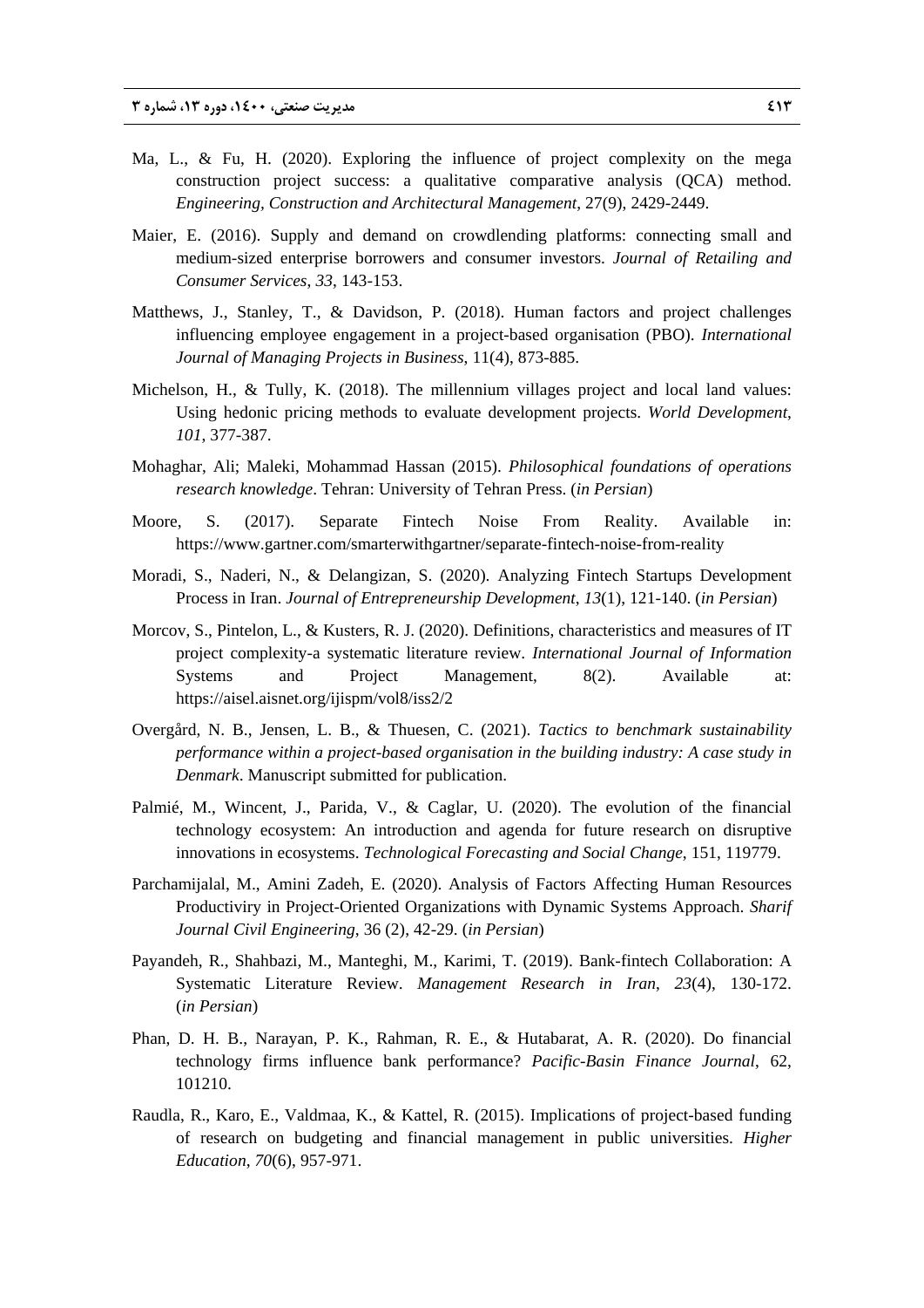Ma, L., & Fu, H. (2020). Exploring the influence of project complexity on the mega construction project success: a qualitative comparative analysis (QCA) method. *Engineering, Construction and Architectural Management*, 27(9), 2429-2449.

Maier, E. (2016). Supply and demand on crowdlending platforms: connecting small and medium-sized enterprise borrowers and consumer investors. *Journal of Retailing and Consumer Services*, *33*, 143-153.

Matthews, J., Stanley, T., & Davidson, P. (2018). Human factors and project challenges influencing employee engagement in a project-based organisation (PBO). *International Journal of Managing Projects in Business*, 11(4), 873-885.

Michelson, H., & Tully, K. (2018). The millennium villages project and local land values: Using hedonic pricing methods to evaluate development projects. *World Development*, *101*, 377-387.

Mohaghar, Ali; Maleki, Mohammad Hassan (2015). *Philosophical foundations of operations research knowledge*. Tehran: University of Tehran Press. (*in Persian*)

Moore, S. (2017). Separate Fintech Noise From Reality. Available in: https://www.gartner.com/smarterwithgartner/separate-fintech-noise-from-reality

Moradi, S., Naderi, N., & Delangizan, S. (2020). Analyzing Fintech Startups Development Process in Iran. *Journal of Entrepreneurship Development*, *13*(1), 121-140. (*in Persian*)

Morcov, S., Pintelon, L., & Kusters, R. J. (2020). Definitions, characteristics and measures of IT project complexity-a systematic literature review. *International Journal of Information* Systems and Project Management, 8(2). Available at: https://aisel.aisnet.org/ijispm/vol8/iss2/2

Overgård, N. B., Jensen, L. B., & Thuesen, C. (2021). *Tactics to benchmark sustainability performance within a project-based organisation in the building industry: A case study in Denmark*. Manuscript submitted for publication.

Palmié, M., Wincent, J., Parida, V., & Caglar, U. (2020). The evolution of the financial technology ecosystem: An introduction and agenda for future research on disruptive innovations in ecosystems. *Technological Forecasting and Social Change*, 151, 119779.

Parchamijalal, M., Amini Zadeh, E. (2020). Analysis of Factors Affecting Human Resources Productiviry in Project-Oriented Organizations with Dynamic Systems Approach. *Sharif Journal Civil Engineering*, 36 (2), 42-29. (*in Persian*)

Payandeh, R., Shahbazi, M., Manteghi, M., Karimi, T. (2019). Bank-fintech Collaboration: A Systematic Literature Review. *Management Research in Iran*, *23*(4), 130-172. (*in Persian*)

Phan, D. H. B., Narayan, P. K., Rahman, R. E., & Hutabarat, A. R. (2020). Do financial technology firms influence bank performance? *Pacific-Basin Finance Journal*, 62, 101210.

Raudla, R., Karo, E., Valdmaa, K., & Kattel, R. (2015). Implications of project-based funding of research on budgeting and financial management in public universities. *Higher Education*, *70*(6), 957-971.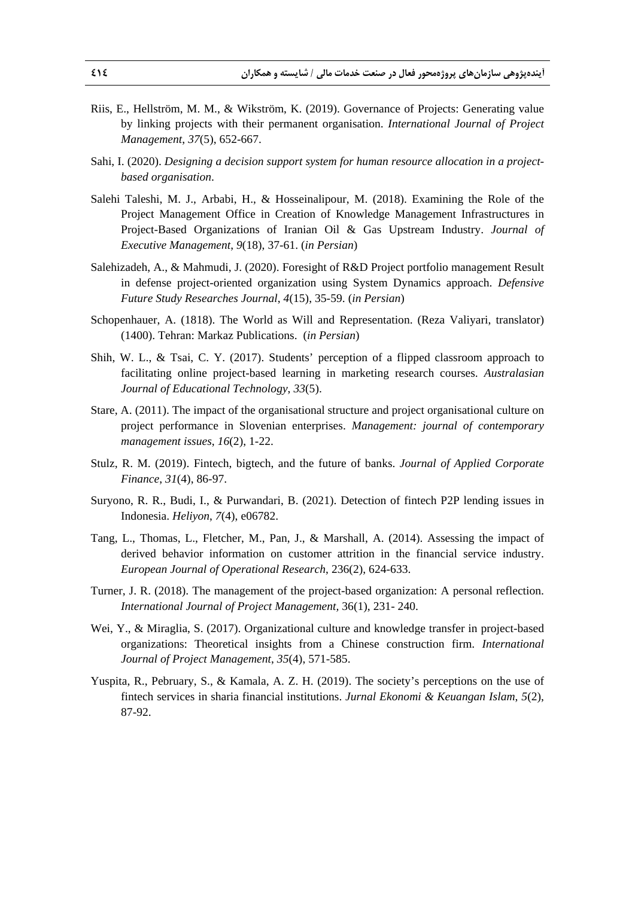Riis, E., Hellström, M. M., & Wikström, K. (2019). Governance of Projects: Generating value by linking projects with their permanent organisation. *International Journal of Project Management*, *37*(5), 652-667.

Sahi, I. (2020). *Designing a decision support system for human resource allocation in a project-based organisation*.

Salehi Taleshi, M. J., Arbabi, H., & Hosseinalipour, M. (2018). Examining the Role of the Project Management Office in Creation of Knowledge Management Infrastructures in Project-Based Organizations of Iranian Oil & Gas Upstream Industry. *Journal of Executive Management*, *9*(18), 37-61. (*in Persian*)

Salehizadeh, A., & Mahmudi, J. (2020). Foresight of R&D Project portfolio management Result in defense project-oriented organization using System Dynamics approach. *Defensive Future Study Researches Journal*, *4*(15), 35-59. (*in Persian*)

Schopenhauer, A. (1818). The World as Will and Representation. (Reza Valiyari, translator) (1400). Tehran: Markaz Publications. (*in Persian*)

Shih, W. L., & Tsai, C. Y. (2017). Students' perception of a flipped classroom approach to facilitating online project-based learning in marketing research courses. *Australasian Journal of Educational Technology*, *33*(5).

Stare, A. (2011). The impact of the organisational structure and project organisational culture on project performance in Slovenian enterprises. *Management: journal of contemporary management issues*, *16*(2), 1-22.

Stulz, R. M. (2019). Fintech, bigtech, and the future of banks. *Journal of Applied Corporate Finance*, *31*(4), 86-97.

Suryono, R. R., Budi, I., & Purwandari, B. (2021). Detection of fintech P2P lending issues in Indonesia. *Heliyon*, *7*(4), e06782.

Tang, L., Thomas, L., Fletcher, M., Pan, J., & Marshall, A. (2014). Assessing the impact of derived behavior information on customer attrition in the financial service industry. *European Journal of Operational Research*, 236(2), 624-633.

Turner, J. R. (2018). The management of the project-based organization: A personal reflection. *International Journal of Project Management*, 36(1), 231- 240.

Wei, Y., & Miraglia, S. (2017). Organizational culture and knowledge transfer in project-based organizations: Theoretical insights from a Chinese construction firm. *International Journal of Project Management*, *35*(4), 571-585.

Yuspita, R., Pebruary, S., & Kamala, A. Z. H. (2019). The society's perceptions on the use of fintech services in sharia financial institutions. *Jurnal Ekonomi & Keuangan Islam*, *5*(2), 87-92.